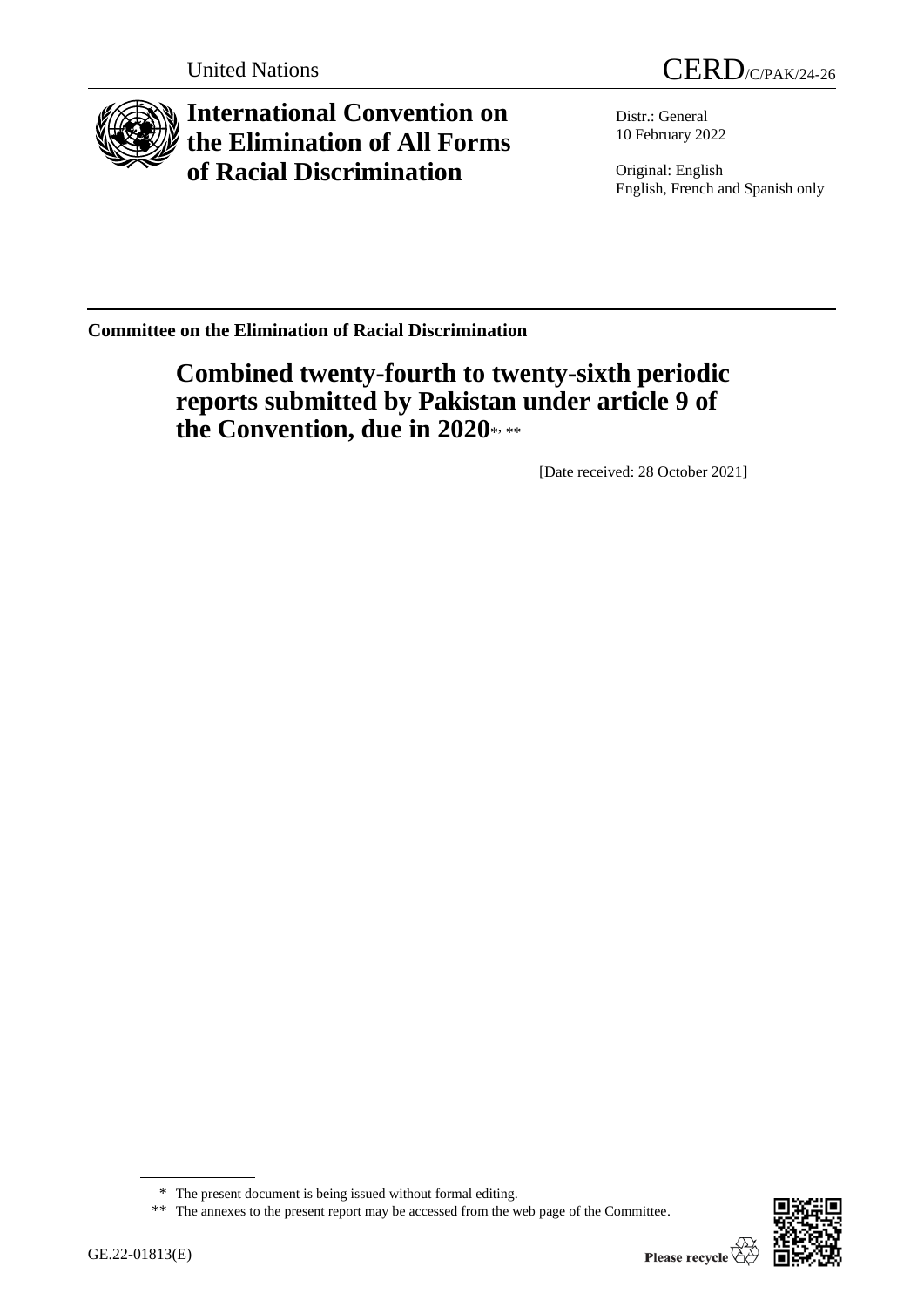United Nations

CERD/C/PAK/24-26

# International Convention on the Elimination of All Forms of Racial Discrimination

Distr.: General
10 February 2022

Original: English
English, French and Spanish only

**Committee on the Elimination of Racial Discrimination**

## Combined twenty-fourth to twenty-sixth periodic reports submitted by Pakistan under article 9 of the Convention, due in 2020*, **

[Date received: 28 October 2021]

---

* The present document is being issued without formal editing.

** The annexes to the present report may be accessed from the web page of the Committee.

GE.22-01813(E)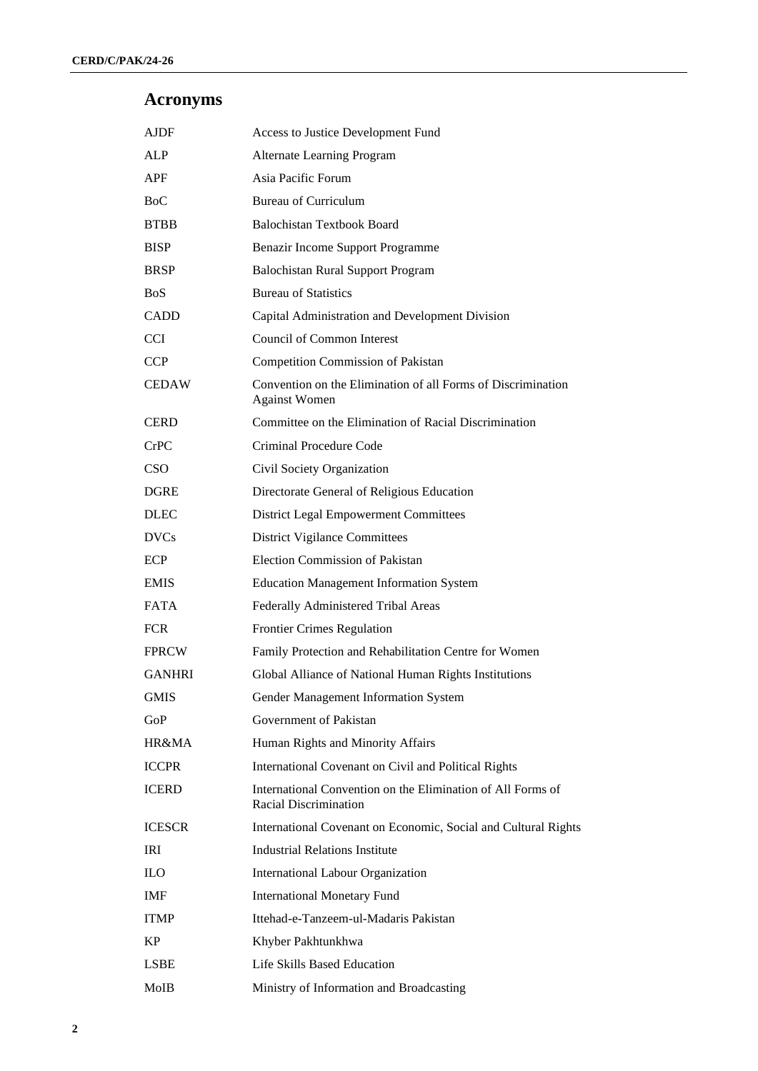## Acronyms

| | |
|---|---|
| AJDF | Access to Justice Development Fund |
| ALP | Alternate Learning Program |
| APF | Asia Pacific Forum |
| BoC | Bureau of Curriculum |
| BTBB | Balochistan Textbook Board |
| BISP | Benazir Income Support Programme |
| BRSP | Balochistan Rural Support Program |
| BoS | Bureau of Statistics |
| CADD | Capital Administration and Development Division |
| CCI | Council of Common Interest |
| CCP | Competition Commission of Pakistan |
| CEDAW | Convention on the Elimination of all Forms of Discrimination Against Women |
| CERD | Committee on the Elimination of Racial Discrimination |
| CrPC | Criminal Procedure Code |
| CSO | Civil Society Organization |
| DGRE | Directorate General of Religious Education |
| DLEC | District Legal Empowerment Committees |
| DVCs | District Vigilance Committees |
| ECP | Election Commission of Pakistan |
| EMIS | Education Management Information System |
| FATA | Federally Administered Tribal Areas |
| FCR | Frontier Crimes Regulation |
| FPRCW | Family Protection and Rehabilitation Centre for Women |
| GANHRI | Global Alliance of National Human Rights Institutions |
| GMIS | Gender Management Information System |
| GoP | Government of Pakistan |
| HR&MA | Human Rights and Minority Affairs |
| ICCPR | International Covenant on Civil and Political Rights |
| ICERD | International Convention on the Elimination of All Forms of Racial Discrimination |
| ICESCR | International Covenant on Economic, Social and Cultural Rights |
| IRI | Industrial Relations Institute |
| ILO | International Labour Organization |
| IMF | International Monetary Fund |
| ITMP | Ittehad-e-Tanzeem-ul-Madaris Pakistan |
| KP | Khyber Pakhtunkhwa |
| LSBE | Life Skills Based Education |
| MoIB | Ministry of Information and Broadcasting |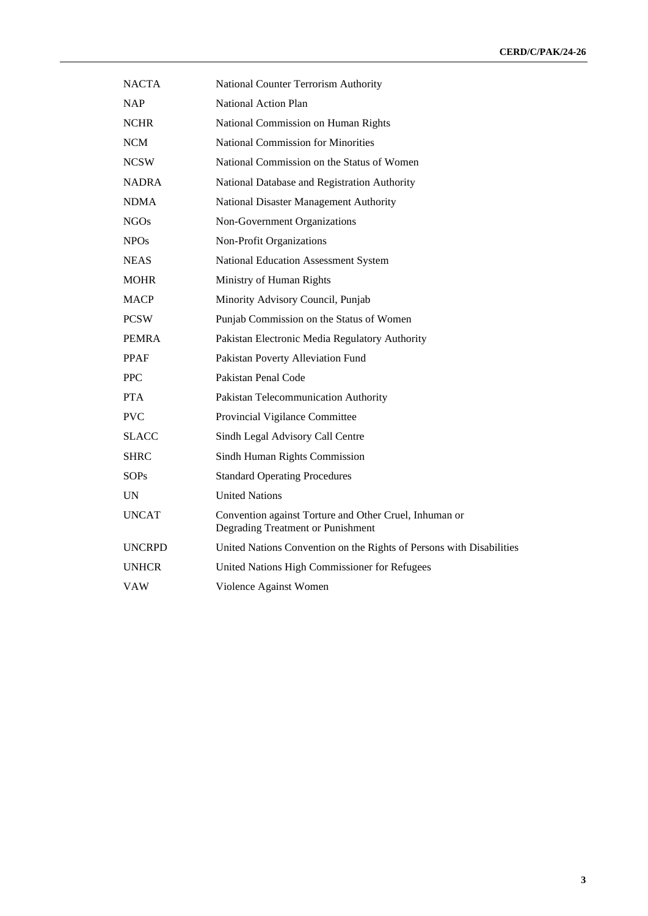| | |
|---|---|
| NACTA | National Counter Terrorism Authority |
| NAP | National Action Plan |
| NCHR | National Commission on Human Rights |
| NCM | National Commission for Minorities |
| NCSW | National Commission on the Status of Women |
| NADRA | National Database and Registration Authority |
| NDMA | National Disaster Management Authority |
| NGOs | Non-Government Organizations |
| NPOs | Non-Profit Organizations |
| NEAS | National Education Assessment System |
| MOHR | Ministry of Human Rights |
| MACP | Minority Advisory Council, Punjab |
| PCSW | Punjab Commission on the Status of Women |
| PEMRA | Pakistan Electronic Media Regulatory Authority |
| PPAF | Pakistan Poverty Alleviation Fund |
| PPC | Pakistan Penal Code |
| PTA | Pakistan Telecommunication Authority |
| PVC | Provincial Vigilance Committee |
| SLACC | Sindh Legal Advisory Call Centre |
| SHRC | Sindh Human Rights Commission |
| SOPs | Standard Operating Procedures |
| UN | United Nations |
| UNCAT | Convention against Torture and Other Cruel, Inhuman or Degrading Treatment or Punishment |
| UNCRPD | United Nations Convention on the Rights of Persons with Disabilities |
| UNHCR | United Nations High Commissioner for Refugees |
| VAW | Violence Against Women |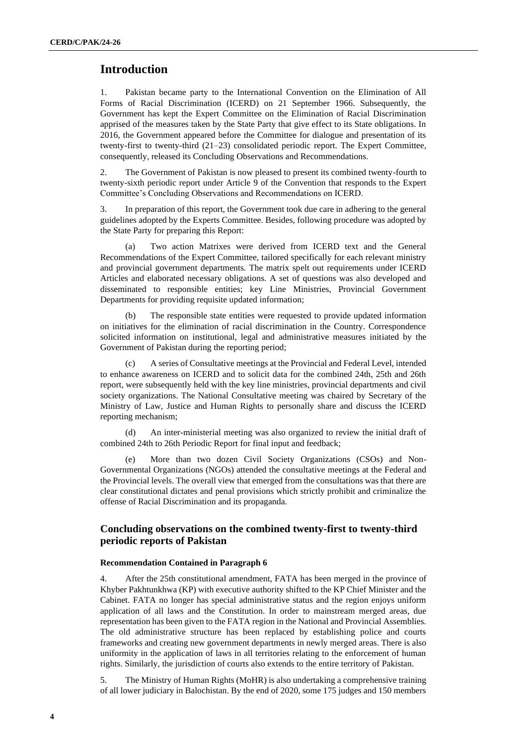# Introduction

1. Pakistan became party to the International Convention on the Elimination of All Forms of Racial Discrimination (ICERD) on 21 September 1966. Subsequently, the Government has kept the Expert Committee on the Elimination of Racial Discrimination apprised of the measures taken by the State Party that give effect to its State obligations. In 2016, the Government appeared before the Committee for dialogue and presentation of its twenty-first to twenty-third (21–23) consolidated periodic report. The Expert Committee, consequently, released its Concluding Observations and Recommendations.

2. The Government of Pakistan is now pleased to present its combined twenty-fourth to twenty-sixth periodic report under Article 9 of the Convention that responds to the Expert Committee's Concluding Observations and Recommendations on ICERD.

3. In preparation of this report, the Government took due care in adhering to the general guidelines adopted by the Experts Committee. Besides, following procedure was adopted by the State Party for preparing this Report:

(a) Two action Matrixes were derived from ICERD text and the General Recommendations of the Expert Committee, tailored specifically for each relevant ministry and provincial government departments. The matrix spelt out requirements under ICERD Articles and elaborated necessary obligations. A set of questions was also developed and disseminated to responsible entities; key Line Ministries, Provincial Government Departments for providing requisite updated information;

(b) The responsible state entities were requested to provide updated information on initiatives for the elimination of racial discrimination in the Country. Correspondence solicited information on institutional, legal and administrative measures initiated by the Government of Pakistan during the reporting period;

(c) A series of Consultative meetings at the Provincial and Federal Level, intended to enhance awareness on ICERD and to solicit data for the combined 24th, 25th and 26th report, were subsequently held with the key line ministries, provincial departments and civil society organizations. The National Consultative meeting was chaired by Secretary of the Ministry of Law, Justice and Human Rights to personally share and discuss the ICERD reporting mechanism;

(d) An inter-ministerial meeting was also organized to review the initial draft of combined 24th to 26th Periodic Report for final input and feedback;

(e) More than two dozen Civil Society Organizations (CSOs) and Non-Governmental Organizations (NGOs) attended the consultative meetings at the Federal and the Provincial levels. The overall view that emerged from the consultations was that there are clear constitutional dictates and penal provisions which strictly prohibit and criminalize the offense of Racial Discrimination and its propaganda.

## Concluding observations on the combined twenty-first to twenty-third periodic reports of Pakistan

### Recommendation Contained in Paragraph 6

4. After the 25th constitutional amendment, FATA has been merged in the province of Khyber Pakhtunkhwa (KP) with executive authority shifted to the KP Chief Minister and the Cabinet. FATA no longer has special administrative status and the region enjoys uniform application of all laws and the Constitution. In order to mainstream merged areas, due representation has been given to the FATA region in the National and Provincial Assemblies. The old administrative structure has been replaced by establishing police and courts frameworks and creating new government departments in newly merged areas. There is also uniformity in the application of laws in all territories relating to the enforcement of human rights. Similarly, the jurisdiction of courts also extends to the entire territory of Pakistan.

5. The Ministry of Human Rights (MoHR) is also undertaking a comprehensive training of all lower judiciary in Balochistan. By the end of 2020, some 175 judges and 150 members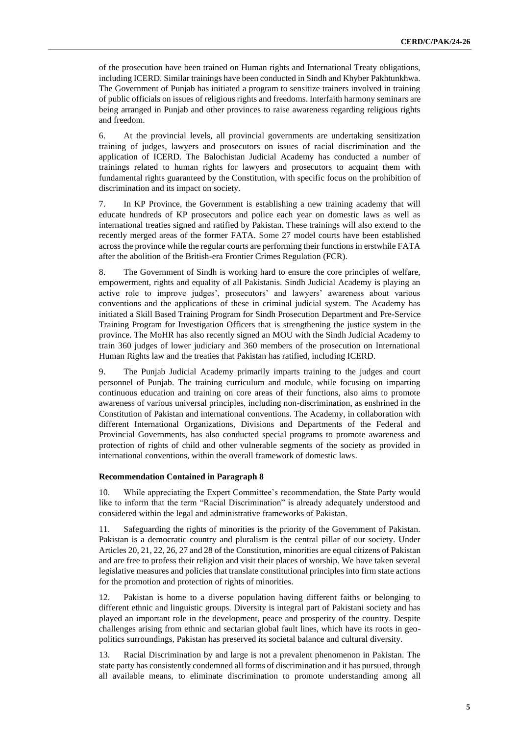of the prosecution have been trained on Human rights and International Treaty obligations, including ICERD. Similar trainings have been conducted in Sindh and Khyber Pakhtunkhwa. The Government of Punjab has initiated a program to sensitize trainers involved in training of public officials on issues of religious rights and freedoms. Interfaith harmony seminars are being arranged in Punjab and other provinces to raise awareness regarding religious rights and freedom.

6. At the provincial levels, all provincial governments are undertaking sensitization training of judges, lawyers and prosecutors on issues of racial discrimination and the application of ICERD. The Balochistan Judicial Academy has conducted a number of trainings related to human rights for lawyers and prosecutors to acquaint them with fundamental rights guaranteed by the Constitution, with specific focus on the prohibition of discrimination and its impact on society.

7. In KP Province, the Government is establishing a new training academy that will educate hundreds of KP prosecutors and police each year on domestic laws as well as international treaties signed and ratified by Pakistan. These trainings will also extend to the recently merged areas of the former FATA. Some 27 model courts have been established across the province while the regular courts are performing their functions in erstwhile FATA after the abolition of the British-era Frontier Crimes Regulation (FCR).

8. The Government of Sindh is working hard to ensure the core principles of welfare, empowerment, rights and equality of all Pakistanis. Sindh Judicial Academy is playing an active role to improve judges', prosecutors' and lawyers' awareness about various conventions and the applications of these in criminal judicial system. The Academy has initiated a Skill Based Training Program for Sindh Prosecution Department and Pre-Service Training Program for Investigation Officers that is strengthening the justice system in the province. The MoHR has also recently signed an MOU with the Sindh Judicial Academy to train 360 judges of lower judiciary and 360 members of the prosecution on International Human Rights law and the treaties that Pakistan has ratified, including ICERD.

9. The Punjab Judicial Academy primarily imparts training to the judges and court personnel of Punjab. The training curriculum and module, while focusing on imparting continuous education and training on core areas of their functions, also aims to promote awareness of various universal principles, including non-discrimination, as enshrined in the Constitution of Pakistan and international conventions. The Academy, in collaboration with different International Organizations, Divisions and Departments of the Federal and Provincial Governments, has also conducted special programs to promote awareness and protection of rights of child and other vulnerable segments of the society as provided in international conventions, within the overall framework of domestic laws.

**Recommendation Contained in Paragraph 8**

10. While appreciating the Expert Committee's recommendation, the State Party would like to inform that the term "Racial Discrimination" is already adequately understood and considered within the legal and administrative frameworks of Pakistan.

11. Safeguarding the rights of minorities is the priority of the Government of Pakistan. Pakistan is a democratic country and pluralism is the central pillar of our society. Under Articles 20, 21, 22, 26, 27 and 28 of the Constitution, minorities are equal citizens of Pakistan and are free to profess their religion and visit their places of worship. We have taken several legislative measures and policies that translate constitutional principles into firm state actions for the promotion and protection of rights of minorities.

12. Pakistan is home to a diverse population having different faiths or belonging to different ethnic and linguistic groups. Diversity is integral part of Pakistani society and has played an important role in the development, peace and prosperity of the country. Despite challenges arising from ethnic and sectarian global fault lines, which have its roots in geo-politics surroundings, Pakistan has preserved its societal balance and cultural diversity.

13. Racial Discrimination by and large is not a prevalent phenomenon in Pakistan. The state party has consistently condemned all forms of discrimination and it has pursued, through all available means, to eliminate discrimination to promote understanding among all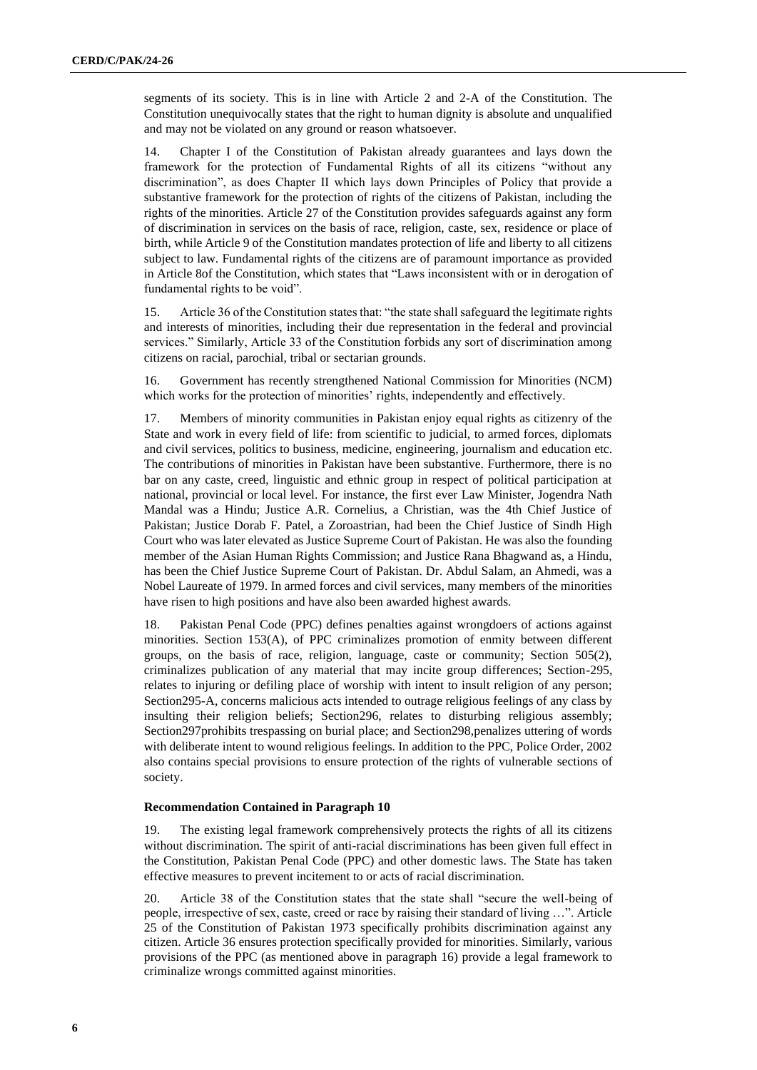segments of its society. This is in line with Article 2 and 2-A of the Constitution. The Constitution unequivocally states that the right to human dignity is absolute and unqualified and may not be violated on any ground or reason whatsoever.

14. Chapter I of the Constitution of Pakistan already guarantees and lays down the framework for the protection of Fundamental Rights of all its citizens "without any discrimination", as does Chapter II which lays down Principles of Policy that provide a substantive framework for the protection of rights of the citizens of Pakistan, including the rights of the minorities. Article 27 of the Constitution provides safeguards against any form of discrimination in services on the basis of race, religion, caste, sex, residence or place of birth, while Article 9 of the Constitution mandates protection of life and liberty to all citizens subject to law. Fundamental rights of the citizens are of paramount importance as provided in Article 8of the Constitution, which states that "Laws inconsistent with or in derogation of fundamental rights to be void".

15. Article 36 of the Constitution states that: "the state shall safeguard the legitimate rights and interests of minorities, including their due representation in the federal and provincial services." Similarly, Article 33 of the Constitution forbids any sort of discrimination among citizens on racial, parochial, tribal or sectarian grounds.

16. Government has recently strengthened National Commission for Minorities (NCM) which works for the protection of minorities' rights, independently and effectively.

17. Members of minority communities in Pakistan enjoy equal rights as citizenry of the State and work in every field of life: from scientific to judicial, to armed forces, diplomats and civil services, politics to business, medicine, engineering, journalism and education etc. The contributions of minorities in Pakistan have been substantive. Furthermore, there is no bar on any caste, creed, linguistic and ethnic group in respect of political participation at national, provincial or local level. For instance, the first ever Law Minister, Jogendra Nath Mandal was a Hindu; Justice A.R. Cornelius, a Christian, was the 4th Chief Justice of Pakistan; Justice Dorab F. Patel, a Zoroastrian, had been the Chief Justice of Sindh High Court who was later elevated as Justice Supreme Court of Pakistan. He was also the founding member of the Asian Human Rights Commission; and Justice Rana Bhagwand as, a Hindu, has been the Chief Justice Supreme Court of Pakistan. Dr. Abdul Salam, an Ahmedi, was a Nobel Laureate of 1979. In armed forces and civil services, many members of the minorities have risen to high positions and have also been awarded highest awards.

18. Pakistan Penal Code (PPC) defines penalties against wrongdoers of actions against minorities. Section 153(A), of PPC criminalizes promotion of enmity between different groups, on the basis of race, religion, language, caste or community; Section 505(2), criminalizes publication of any material that may incite group differences; Section-295, relates to injuring or defiling place of worship with intent to insult religion of any person; Section295-A, concerns malicious acts intended to outrage religious feelings of any class by insulting their religion beliefs; Section296, relates to disturbing religious assembly; Section297prohibits trespassing on burial place; and Section298,penalizes uttering of words with deliberate intent to wound religious feelings. In addition to the PPC, Police Order, 2002 also contains special provisions to ensure protection of the rights of vulnerable sections of society.

**Recommendation Contained in Paragraph 10**

19. The existing legal framework comprehensively protects the rights of all its citizens without discrimination. The spirit of anti-racial discriminations has been given full effect in the Constitution, Pakistan Penal Code (PPC) and other domestic laws. The State has taken effective measures to prevent incitement to or acts of racial discrimination.

20. Article 38 of the Constitution states that the state shall "secure the well-being of people, irrespective of sex, caste, creed or race by raising their standard of living …". Article 25 of the Constitution of Pakistan 1973 specifically prohibits discrimination against any citizen. Article 36 ensures protection specifically provided for minorities. Similarly, various provisions of the PPC (as mentioned above in paragraph 16) provide a legal framework to criminalize wrongs committed against minorities.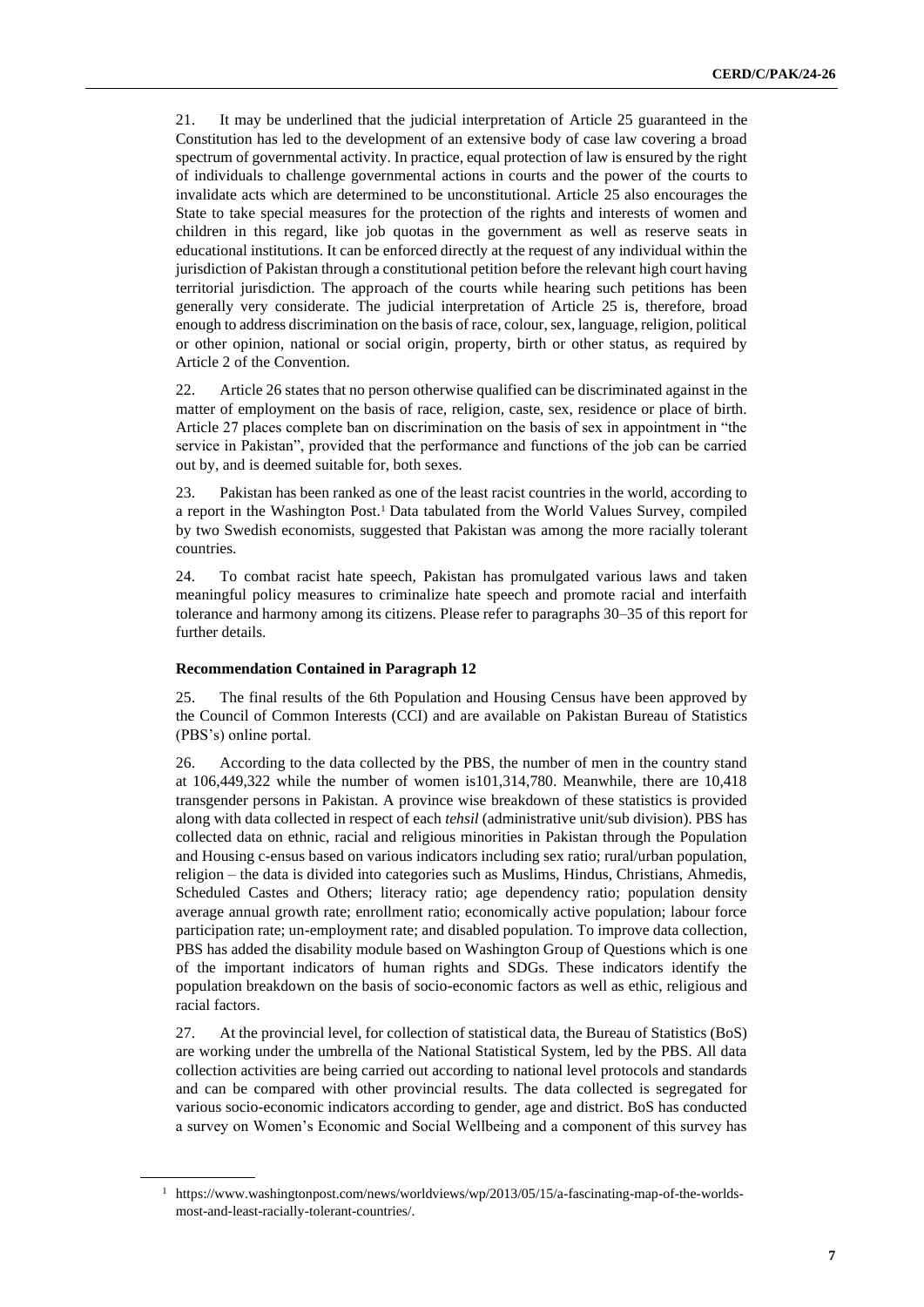21. It may be underlined that the judicial interpretation of Article 25 guaranteed in the Constitution has led to the development of an extensive body of case law covering a broad spectrum of governmental activity. In practice, equal protection of law is ensured by the right of individuals to challenge governmental actions in courts and the power of the courts to invalidate acts which are determined to be unconstitutional. Article 25 also encourages the State to take special measures for the protection of the rights and interests of women and children in this regard, like job quotas in the government as well as reserve seats in educational institutions. It can be enforced directly at the request of any individual within the jurisdiction of Pakistan through a constitutional petition before the relevant high court having territorial jurisdiction. The approach of the courts while hearing such petitions has been generally very considerate. The judicial interpretation of Article 25 is, therefore, broad enough to address discrimination on the basis of race, colour, sex, language, religion, political or other opinion, national or social origin, property, birth or other status, as required by Article 2 of the Convention.

22. Article 26 states that no person otherwise qualified can be discriminated against in the matter of employment on the basis of race, religion, caste, sex, residence or place of birth. Article 27 places complete ban on discrimination on the basis of sex in appointment in "the service in Pakistan", provided that the performance and functions of the job can be carried out by, and is deemed suitable for, both sexes.

23. Pakistan has been ranked as one of the least racist countries in the world, according to a report in the Washington Post.[1] Data tabulated from the World Values Survey, compiled by two Swedish economists, suggested that Pakistan was among the more racially tolerant countries.

24. To combat racist hate speech, Pakistan has promulgated various laws and taken meaningful policy measures to criminalize hate speech and promote racial and interfaith tolerance and harmony among its citizens. Please refer to paragraphs 30–35 of this report for further details.

**Recommendation Contained in Paragraph 12**

25. The final results of the 6th Population and Housing Census have been approved by the Council of Common Interests (CCI) and are available on Pakistan Bureau of Statistics (PBS's) online portal.

26. According to the data collected by the PBS, the number of men in the country stand at 106,449,322 while the number of women is101,314,780. Meanwhile, there are 10,418 transgender persons in Pakistan. A province wise breakdown of these statistics is provided along with data collected in respect of each *tehsil* (administrative unit/sub division). PBS has collected data on ethnic, racial and religious minorities in Pakistan through the Population and Housing c-ensus based on various indicators including sex ratio; rural/urban population, religion – the data is divided into categories such as Muslims, Hindus, Christians, Ahmedis, Scheduled Castes and Others; literacy ratio; age dependency ratio; population density average annual growth rate; enrollment ratio; economically active population; labour force participation rate; un-employment rate; and disabled population. To improve data collection, PBS has added the disability module based on Washington Group of Questions which is one of the important indicators of human rights and SDGs. These indicators identify the population breakdown on the basis of socio-economic factors as well as ethic, religious and racial factors.

27. At the provincial level, for collection of statistical data, the Bureau of Statistics (BoS) are working under the umbrella of the National Statistical System, led by the PBS. All data collection activities are being carried out according to national level protocols and standards and can be compared with other provincial results. The data collected is segregated for various socio-economic indicators according to gender, age and district. BoS has conducted a survey on Women's Economic and Social Wellbeing and a component of this survey has

[1] https://www.washingtonpost.com/news/worldviews/wp/2013/05/15/a-fascinating-map-of-the-worlds-most-and-least-racially-tolerant-countries/.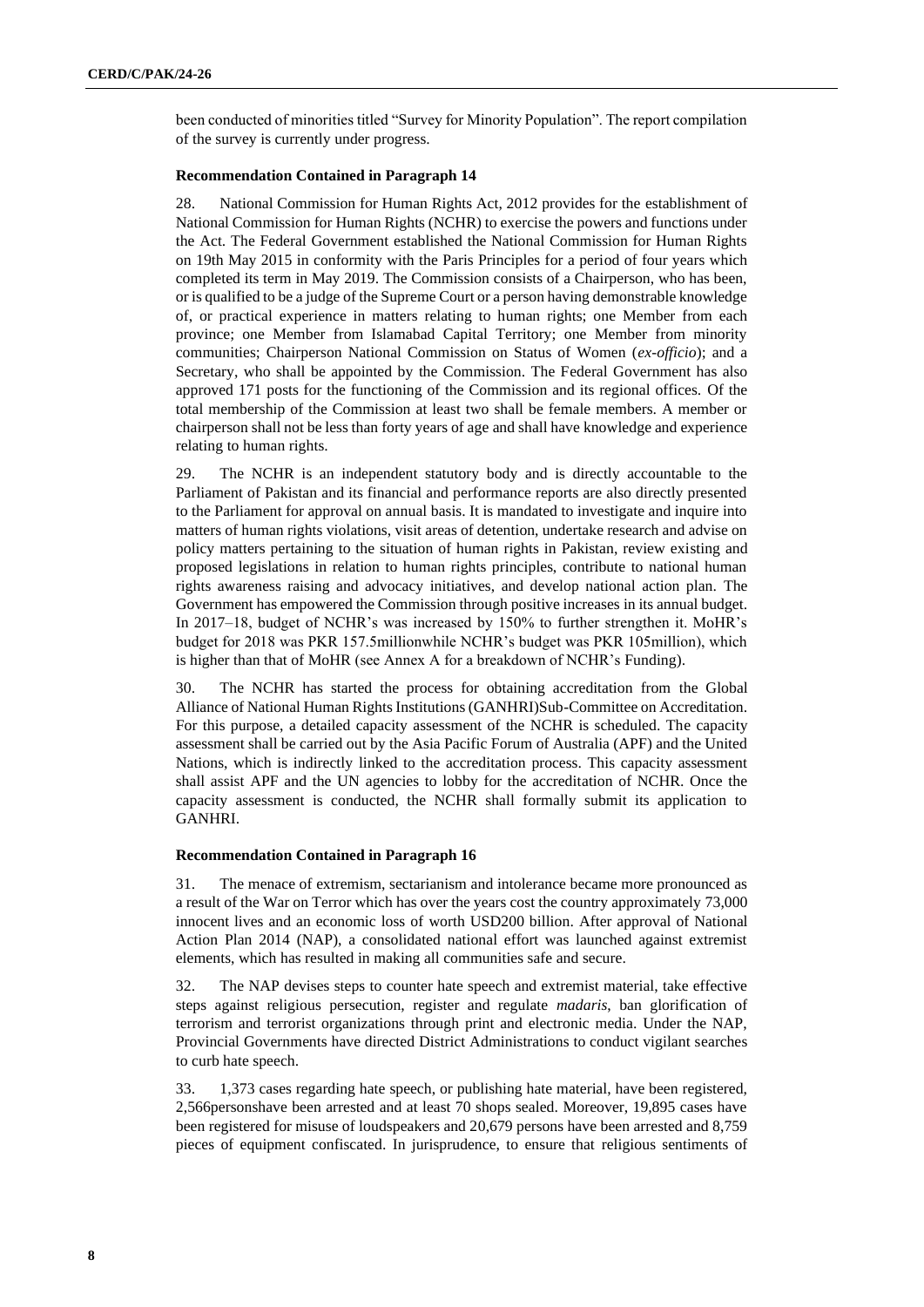been conducted of minorities titled "Survey for Minority Population". The report compilation of the survey is currently under progress.

### Recommendation Contained in Paragraph 14

28. National Commission for Human Rights Act, 2012 provides for the establishment of National Commission for Human Rights (NCHR) to exercise the powers and functions under the Act. The Federal Government established the National Commission for Human Rights on 19th May 2015 in conformity with the Paris Principles for a period of four years which completed its term in May 2019. The Commission consists of a Chairperson, who has been, or is qualified to be a judge of the Supreme Court or a person having demonstrable knowledge of, or practical experience in matters relating to human rights; one Member from each province; one Member from Islamabad Capital Territory; one Member from minority communities; Chairperson National Commission on Status of Women (*ex-officio*); and a Secretary, who shall be appointed by the Commission. The Federal Government has also approved 171 posts for the functioning of the Commission and its regional offices. Of the total membership of the Commission at least two shall be female members. A member or chairperson shall not be less than forty years of age and shall have knowledge and experience relating to human rights.

29. The NCHR is an independent statutory body and is directly accountable to the Parliament of Pakistan and its financial and performance reports are also directly presented to the Parliament for approval on annual basis. It is mandated to investigate and inquire into matters of human rights violations, visit areas of detention, undertake research and advise on policy matters pertaining to the situation of human rights in Pakistan, review existing and proposed legislations in relation to human rights principles, contribute to national human rights awareness raising and advocacy initiatives, and develop national action plan. The Government has empowered the Commission through positive increases in its annual budget. In 2017–18, budget of NCHR's was increased by 150% to further strengthen it. MoHR's budget for 2018 was PKR 157.5millionwhile NCHR's budget was PKR 105million), which is higher than that of MoHR (see Annex A for a breakdown of NCHR's Funding).

30. The NCHR has started the process for obtaining accreditation from the Global Alliance of National Human Rights Institutions (GANHRI)Sub-Committee on Accreditation. For this purpose, a detailed capacity assessment of the NCHR is scheduled. The capacity assessment shall be carried out by the Asia Pacific Forum of Australia (APF) and the United Nations, which is indirectly linked to the accreditation process. This capacity assessment shall assist APF and the UN agencies to lobby for the accreditation of NCHR. Once the capacity assessment is conducted, the NCHR shall formally submit its application to GANHRI.

### Recommendation Contained in Paragraph 16

31. The menace of extremism, sectarianism and intolerance became more pronounced as a result of the War on Terror which has over the years cost the country approximately 73,000 innocent lives and an economic loss of worth USD200 billion. After approval of National Action Plan 2014 (NAP), a consolidated national effort was launched against extremist elements, which has resulted in making all communities safe and secure.

32. The NAP devises steps to counter hate speech and extremist material, take effective steps against religious persecution, register and regulate *madaris*, ban glorification of terrorism and terrorist organizations through print and electronic media. Under the NAP, Provincial Governments have directed District Administrations to conduct vigilant searches to curb hate speech.

33. 1,373 cases regarding hate speech, or publishing hate material, have been registered, 2,566personshave been arrested and at least 70 shops sealed. Moreover, 19,895 cases have been registered for misuse of loudspeakers and 20,679 persons have been arrested and 8,759 pieces of equipment confiscated. In jurisprudence, to ensure that religious sentiments of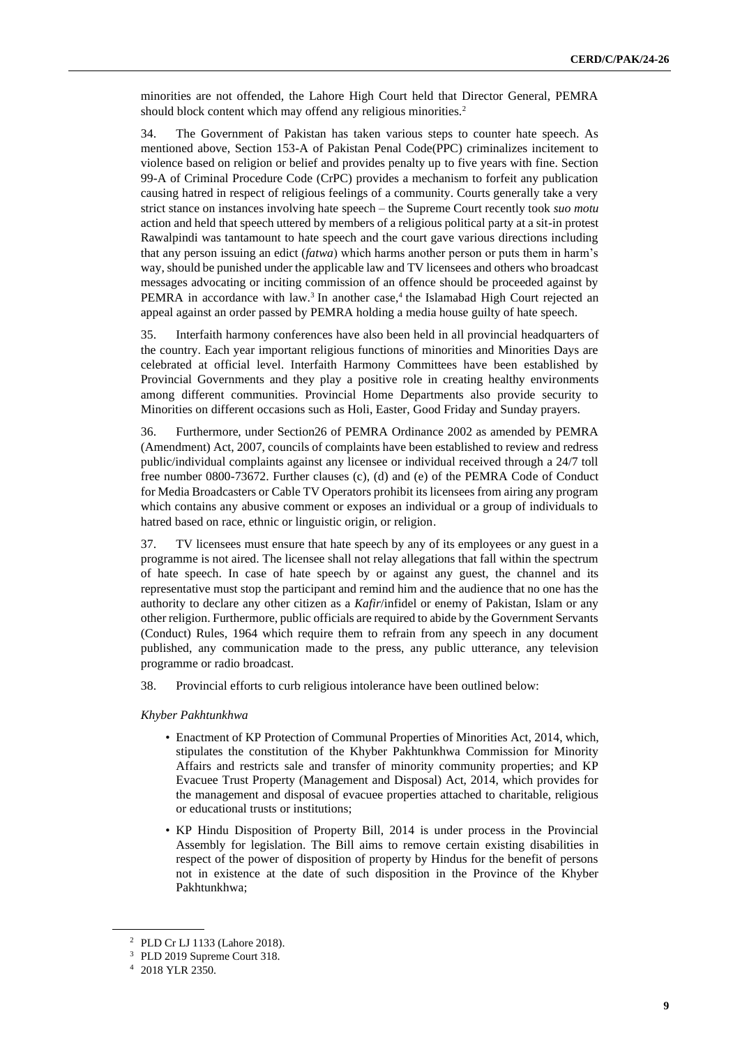minorities are not offended, the Lahore High Court held that Director General, PEMRA should block content which may offend any religious minorities.[2]

34. The Government of Pakistan has taken various steps to counter hate speech. As mentioned above, Section 153-A of Pakistan Penal Code(PPC) criminalizes incitement to violence based on religion or belief and provides penalty up to five years with fine. Section 99-A of Criminal Procedure Code (CrPC) provides a mechanism to forfeit any publication causing hatred in respect of religious feelings of a community. Courts generally take a very strict stance on instances involving hate speech – the Supreme Court recently took *suo motu* action and held that speech uttered by members of a religious political party at a sit-in protest Rawalpindi was tantamount to hate speech and the court gave various directions including that any person issuing an edict (*fatwa*) which harms another person or puts them in harm's way, should be punished under the applicable law and TV licensees and others who broadcast messages advocating or inciting commission of an offence should be proceeded against by PEMRA in accordance with law.[3] In another case,[4] the Islamabad High Court rejected an appeal against an order passed by PEMRA holding a media house guilty of hate speech.

35. Interfaith harmony conferences have also been held in all provincial headquarters of the country. Each year important religious functions of minorities and Minorities Days are celebrated at official level. Interfaith Harmony Committees have been established by Provincial Governments and they play a positive role in creating healthy environments among different communities. Provincial Home Departments also provide security to Minorities on different occasions such as Holi, Easter, Good Friday and Sunday prayers.

36. Furthermore, under Section26 of PEMRA Ordinance 2002 as amended by PEMRA (Amendment) Act, 2007, councils of complaints have been established to review and redress public/individual complaints against any licensee or individual received through a 24/7 toll free number 0800-73672. Further clauses (c), (d) and (e) of the PEMRA Code of Conduct for Media Broadcasters or Cable TV Operators prohibit its licensees from airing any program which contains any abusive comment or exposes an individual or a group of individuals to hatred based on race, ethnic or linguistic origin, or religion.

37. TV licensees must ensure that hate speech by any of its employees or any guest in a programme is not aired. The licensee shall not relay allegations that fall within the spectrum of hate speech. In case of hate speech by or against any guest, the channel and its representative must stop the participant and remind him and the audience that no one has the authority to declare any other citizen as a *Kafir*/infidel or enemy of Pakistan, Islam or any other religion. Furthermore, public officials are required to abide by the Government Servants (Conduct) Rules, 1964 which require them to refrain from any speech in any document published, any communication made to the press, any public utterance, any television programme or radio broadcast.

38. Provincial efforts to curb religious intolerance have been outlined below:

*Khyber Pakhtunkhwa*

- Enactment of KP Protection of Communal Properties of Minorities Act, 2014, which, stipulates the constitution of the Khyber Pakhtunkhwa Commission for Minority Affairs and restricts sale and transfer of minority community properties; and KP Evacuee Trust Property (Management and Disposal) Act, 2014, which provides for the management and disposal of evacuee properties attached to charitable, religious or educational trusts or institutions;
- KP Hindu Disposition of Property Bill, 2014 is under process in the Provincial Assembly for legislation. The Bill aims to remove certain existing disabilities in respect of the power of disposition of property by Hindus for the benefit of persons not in existence at the date of such disposition in the Province of the Khyber Pakhtunkhwa;

[2] PLD Cr LJ 1133 (Lahore 2018).

[3] PLD 2019 Supreme Court 318.

[4] 2018 YLR 2350.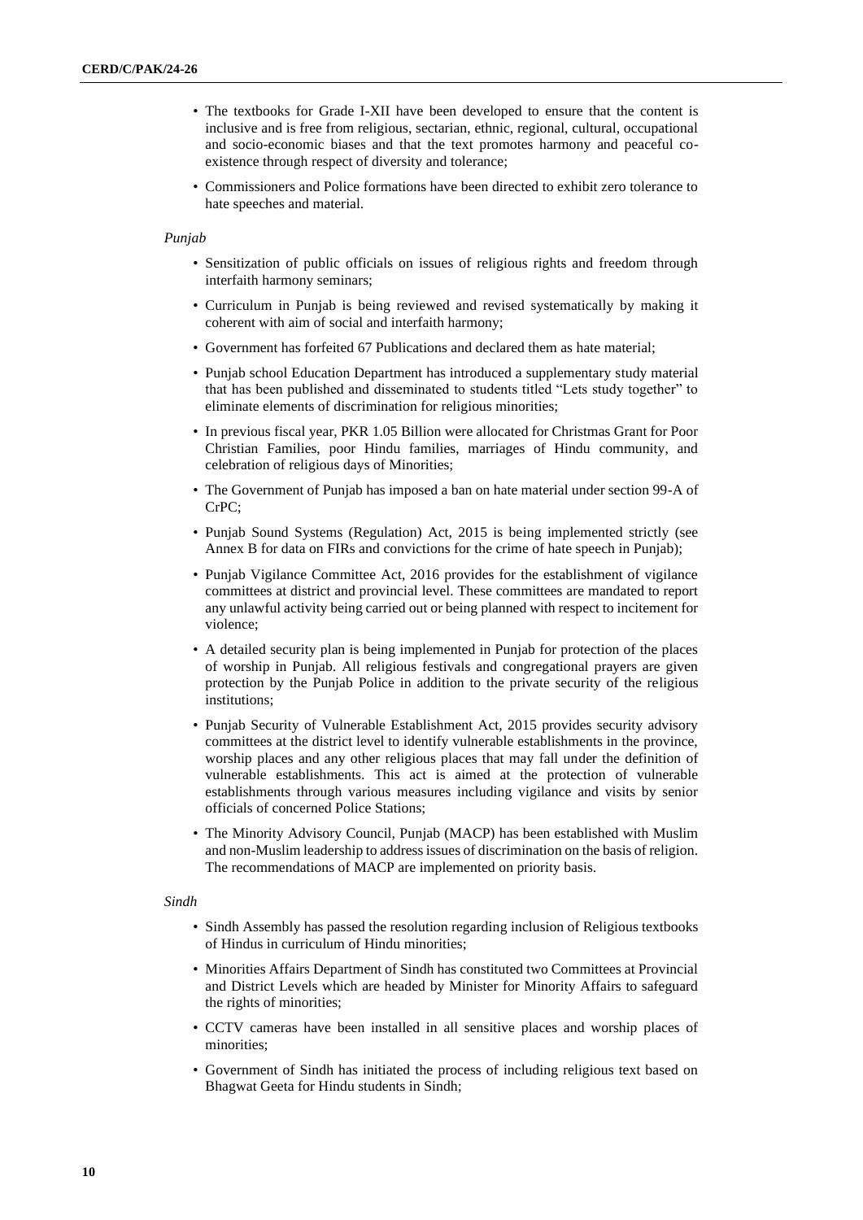- The textbooks for Grade I-XII have been developed to ensure that the content is inclusive and is free from religious, sectarian, ethnic, regional, cultural, occupational and socio-economic biases and that the text promotes harmony and peaceful co-existence through respect of diversity and tolerance;
- Commissioners and Police formations have been directed to exhibit zero tolerance to hate speeches and material.

*Punjab*

- Sensitization of public officials on issues of religious rights and freedom through interfaith harmony seminars;
- Curriculum in Punjab is being reviewed and revised systematically by making it coherent with aim of social and interfaith harmony;
- Government has forfeited 67 Publications and declared them as hate material;
- Punjab school Education Department has introduced a supplementary study material that has been published and disseminated to students titled "Lets study together" to eliminate elements of discrimination for religious minorities;
- In previous fiscal year, PKR 1.05 Billion were allocated for Christmas Grant for Poor Christian Families, poor Hindu families, marriages of Hindu community, and celebration of religious days of Minorities;
- The Government of Punjab has imposed a ban on hate material under section 99-A of CrPC;
- Punjab Sound Systems (Regulation) Act, 2015 is being implemented strictly (see Annex B for data on FIRs and convictions for the crime of hate speech in Punjab);
- Punjab Vigilance Committee Act, 2016 provides for the establishment of vigilance committees at district and provincial level. These committees are mandated to report any unlawful activity being carried out or being planned with respect to incitement for violence;
- A detailed security plan is being implemented in Punjab for protection of the places of worship in Punjab. All religious festivals and congregational prayers are given protection by the Punjab Police in addition to the private security of the religious institutions;
- Punjab Security of Vulnerable Establishment Act, 2015 provides security advisory committees at the district level to identify vulnerable establishments in the province, worship places and any other religious places that may fall under the definition of vulnerable establishments. This act is aimed at the protection of vulnerable establishments through various measures including vigilance and visits by senior officials of concerned Police Stations;
- The Minority Advisory Council, Punjab (MACP) has been established with Muslim and non-Muslim leadership to address issues of discrimination on the basis of religion. The recommendations of MACP are implemented on priority basis.

*Sindh*

- Sindh Assembly has passed the resolution regarding inclusion of Religious textbooks of Hindus in curriculum of Hindu minorities;
- Minorities Affairs Department of Sindh has constituted two Committees at Provincial and District Levels which are headed by Minister for Minority Affairs to safeguard the rights of minorities;
- CCTV cameras have been installed in all sensitive places and worship places of minorities;
- Government of Sindh has initiated the process of including religious text based on Bhagwat Geeta for Hindu students in Sindh;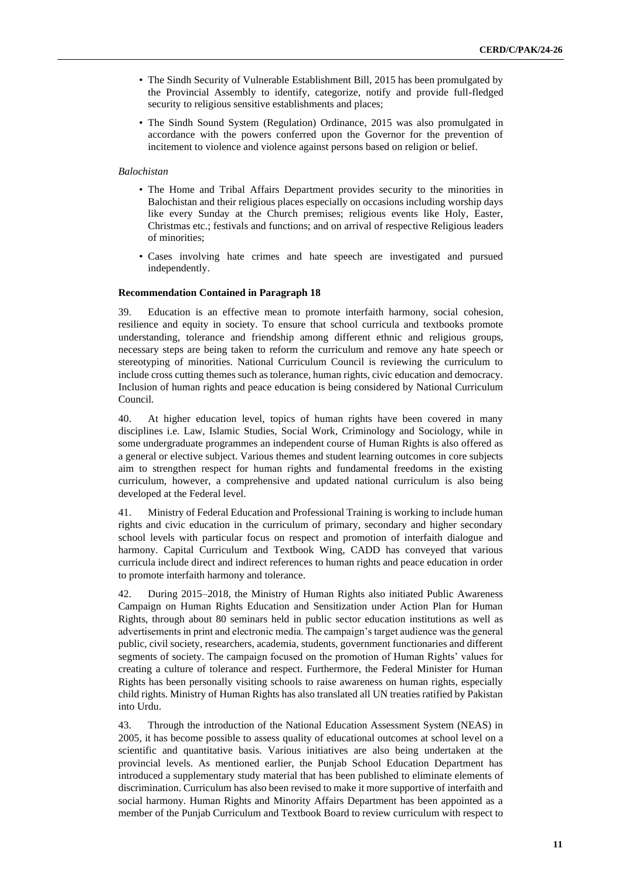- The Sindh Security of Vulnerable Establishment Bill, 2015 has been promulgated by the Provincial Assembly to identify, categorize, notify and provide full-fledged security to religious sensitive establishments and places;
- The Sindh Sound System (Regulation) Ordinance, 2015 was also promulgated in accordance with the powers conferred upon the Governor for the prevention of incitement to violence and violence against persons based on religion or belief.

*Balochistan*

- The Home and Tribal Affairs Department provides security to the minorities in Balochistan and their religious places especially on occasions including worship days like every Sunday at the Church premises; religious events like Holy, Easter, Christmas etc.; festivals and functions; and on arrival of respective Religious leaders of minorities;
- Cases involving hate crimes and hate speech are investigated and pursued independently.

**Recommendation Contained in Paragraph 18**

39. Education is an effective mean to promote interfaith harmony, social cohesion, resilience and equity in society. To ensure that school curricula and textbooks promote understanding, tolerance and friendship among different ethnic and religious groups, necessary steps are being taken to reform the curriculum and remove any hate speech or stereotyping of minorities. National Curriculum Council is reviewing the curriculum to include cross cutting themes such as tolerance, human rights, civic education and democracy. Inclusion of human rights and peace education is being considered by National Curriculum Council.

40. At higher education level, topics of human rights have been covered in many disciplines i.e. Law, Islamic Studies, Social Work, Criminology and Sociology, while in some undergraduate programmes an independent course of Human Rights is also offered as a general or elective subject. Various themes and student learning outcomes in core subjects aim to strengthen respect for human rights and fundamental freedoms in the existing curriculum, however, a comprehensive and updated national curriculum is also being developed at the Federal level.

41. Ministry of Federal Education and Professional Training is working to include human rights and civic education in the curriculum of primary, secondary and higher secondary school levels with particular focus on respect and promotion of interfaith dialogue and harmony. Capital Curriculum and Textbook Wing, CADD has conveyed that various curricula include direct and indirect references to human rights and peace education in order to promote interfaith harmony and tolerance.

42. During 2015–2018, the Ministry of Human Rights also initiated Public Awareness Campaign on Human Rights Education and Sensitization under Action Plan for Human Rights, through about 80 seminars held in public sector education institutions as well as advertisements in print and electronic media. The campaign's target audience was the general public, civil society, researchers, academia, students, government functionaries and different segments of society. The campaign focused on the promotion of Human Rights' values for creating a culture of tolerance and respect. Furthermore, the Federal Minister for Human Rights has been personally visiting schools to raise awareness on human rights, especially child rights. Ministry of Human Rights has also translated all UN treaties ratified by Pakistan into Urdu.

43. Through the introduction of the National Education Assessment System (NEAS) in 2005, it has become possible to assess quality of educational outcomes at school level on a scientific and quantitative basis. Various initiatives are also being undertaken at the provincial levels. As mentioned earlier, the Punjab School Education Department has introduced a supplementary study material that has been published to eliminate elements of discrimination. Curriculum has also been revised to make it more supportive of interfaith and social harmony. Human Rights and Minority Affairs Department has been appointed as a member of the Punjab Curriculum and Textbook Board to review curriculum with respect to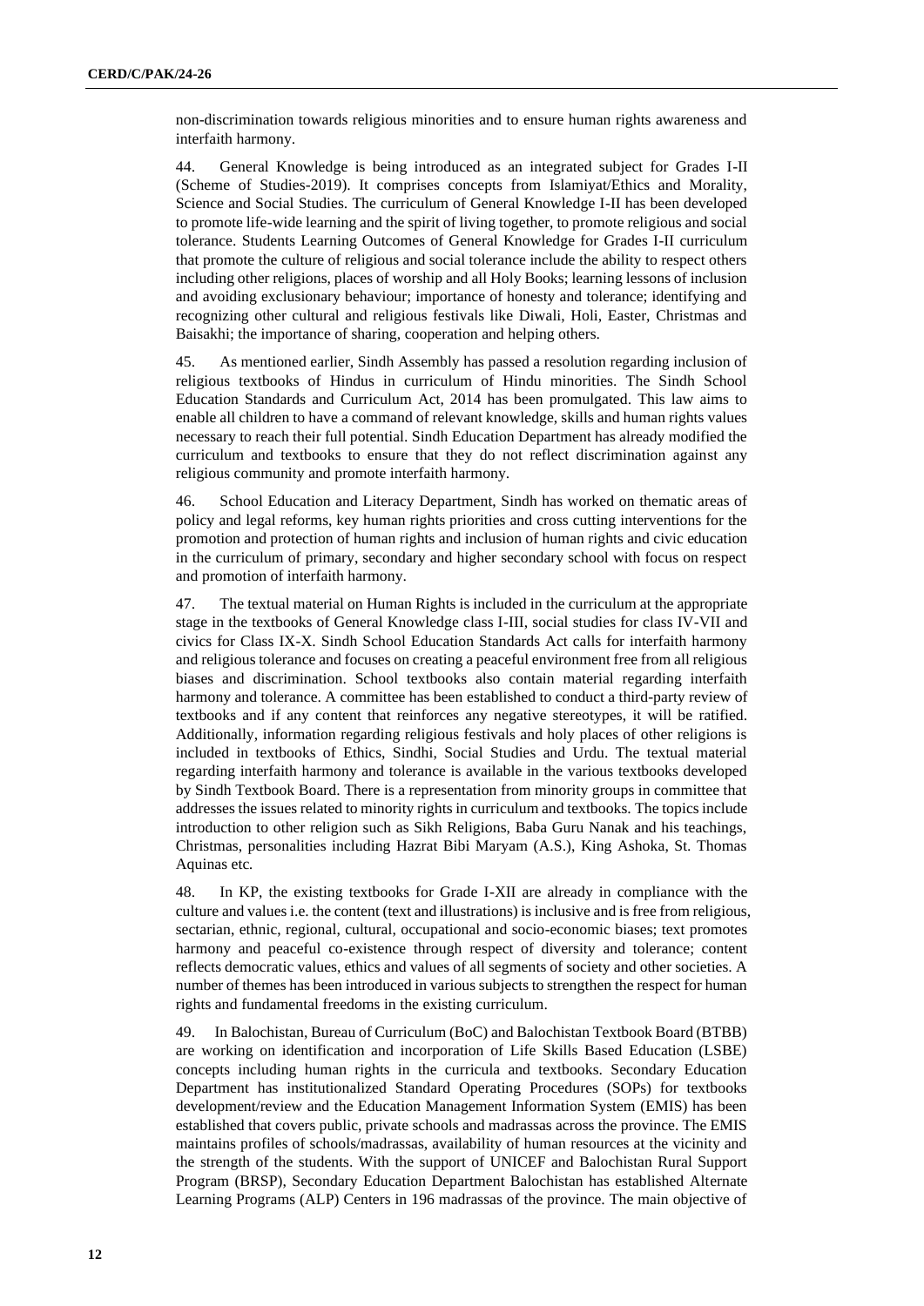non-discrimination towards religious minorities and to ensure human rights awareness and interfaith harmony.

44. General Knowledge is being introduced as an integrated subject for Grades I-II (Scheme of Studies-2019). It comprises concepts from Islamiyat/Ethics and Morality, Science and Social Studies. The curriculum of General Knowledge I-II has been developed to promote life-wide learning and the spirit of living together, to promote religious and social tolerance. Students Learning Outcomes of General Knowledge for Grades I-II curriculum that promote the culture of religious and social tolerance include the ability to respect others including other religions, places of worship and all Holy Books; learning lessons of inclusion and avoiding exclusionary behaviour; importance of honesty and tolerance; identifying and recognizing other cultural and religious festivals like Diwali, Holi, Easter, Christmas and Baisakhi; the importance of sharing, cooperation and helping others.

45. As mentioned earlier, Sindh Assembly has passed a resolution regarding inclusion of religious textbooks of Hindus in curriculum of Hindu minorities. The Sindh School Education Standards and Curriculum Act, 2014 has been promulgated. This law aims to enable all children to have a command of relevant knowledge, skills and human rights values necessary to reach their full potential. Sindh Education Department has already modified the curriculum and textbooks to ensure that they do not reflect discrimination against any religious community and promote interfaith harmony.

46. School Education and Literacy Department, Sindh has worked on thematic areas of policy and legal reforms, key human rights priorities and cross cutting interventions for the promotion and protection of human rights and inclusion of human rights and civic education in the curriculum of primary, secondary and higher secondary school with focus on respect and promotion of interfaith harmony.

47. The textual material on Human Rights is included in the curriculum at the appropriate stage in the textbooks of General Knowledge class I-III, social studies for class IV-VII and civics for Class IX-X. Sindh School Education Standards Act calls for interfaith harmony and religious tolerance and focuses on creating a peaceful environment free from all religious biases and discrimination. School textbooks also contain material regarding interfaith harmony and tolerance. A committee has been established to conduct a third-party review of textbooks and if any content that reinforces any negative stereotypes, it will be ratified. Additionally, information regarding religious festivals and holy places of other religions is included in textbooks of Ethics, Sindhi, Social Studies and Urdu. The textual material regarding interfaith harmony and tolerance is available in the various textbooks developed by Sindh Textbook Board. There is a representation from minority groups in committee that addresses the issues related to minority rights in curriculum and textbooks. The topics include introduction to other religion such as Sikh Religions, Baba Guru Nanak and his teachings, Christmas, personalities including Hazrat Bibi Maryam (A.S.), King Ashoka, St. Thomas Aquinas etc.

48. In KP, the existing textbooks for Grade I-XII are already in compliance with the culture and values i.e. the content (text and illustrations) is inclusive and is free from religious, sectarian, ethnic, regional, cultural, occupational and socio-economic biases; text promotes harmony and peaceful co-existence through respect of diversity and tolerance; content reflects democratic values, ethics and values of all segments of society and other societies. A number of themes has been introduced in various subjects to strengthen the respect for human rights and fundamental freedoms in the existing curriculum.

49. In Balochistan, Bureau of Curriculum (BoC) and Balochistan Textbook Board (BTBB) are working on identification and incorporation of Life Skills Based Education (LSBE) concepts including human rights in the curricula and textbooks. Secondary Education Department has institutionalized Standard Operating Procedures (SOPs) for textbooks development/review and the Education Management Information System (EMIS) has been established that covers public, private schools and madrassas across the province. The EMIS maintains profiles of schools/madrassas, availability of human resources at the vicinity and the strength of the students. With the support of UNICEF and Balochistan Rural Support Program (BRSP), Secondary Education Department Balochistan has established Alternate Learning Programs (ALP) Centers in 196 madrassas of the province. The main objective of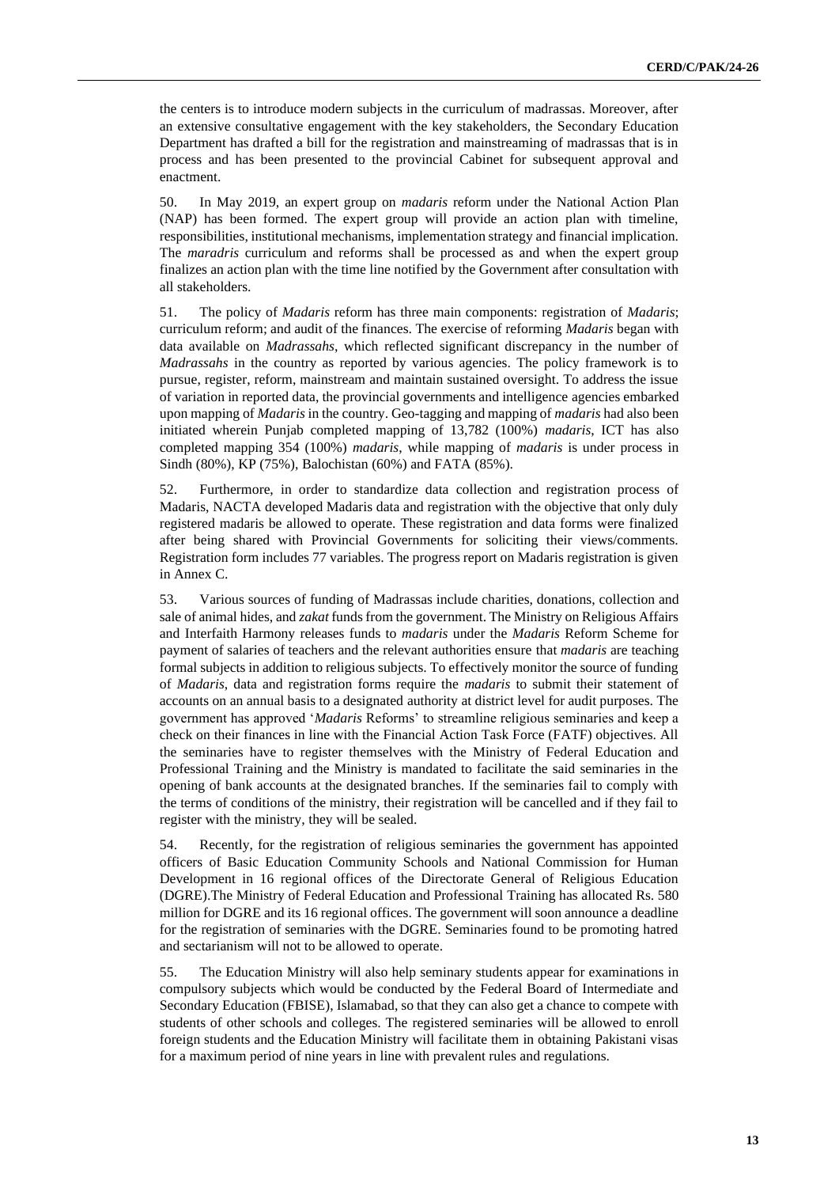the centers is to introduce modern subjects in the curriculum of madrassas. Moreover, after an extensive consultative engagement with the key stakeholders, the Secondary Education Department has drafted a bill for the registration and mainstreaming of madrassas that is in process and has been presented to the provincial Cabinet for subsequent approval and enactment.

50. In May 2019, an expert group on *madaris* reform under the National Action Plan (NAP) has been formed. The expert group will provide an action plan with timeline, responsibilities, institutional mechanisms, implementation strategy and financial implication. The *maradris* curriculum and reforms shall be processed as and when the expert group finalizes an action plan with the time line notified by the Government after consultation with all stakeholders.

51. The policy of *Madaris* reform has three main components: registration of *Madaris*; curriculum reform; and audit of the finances. The exercise of reforming *Madaris* began with data available on *Madrassahs*, which reflected significant discrepancy in the number of *Madrassahs* in the country as reported by various agencies. The policy framework is to pursue, register, reform, mainstream and maintain sustained oversight. To address the issue of variation in reported data, the provincial governments and intelligence agencies embarked upon mapping of *Madaris* in the country. Geo-tagging and mapping of *madaris* had also been initiated wherein Punjab completed mapping of 13,782 (100%) *madaris*, ICT has also completed mapping 354 (100%) *madaris*, while mapping of *madaris* is under process in Sindh (80%), KP (75%), Balochistan (60%) and FATA (85%).

52. Furthermore, in order to standardize data collection and registration process of Madaris, NACTA developed Madaris data and registration with the objective that only duly registered madaris be allowed to operate. These registration and data forms were finalized after being shared with Provincial Governments for soliciting their views/comments. Registration form includes 77 variables. The progress report on Madaris registration is given in Annex C.

53. Various sources of funding of Madrassas include charities, donations, collection and sale of animal hides, and *zakat* funds from the government. The Ministry on Religious Affairs and Interfaith Harmony releases funds to *madaris* under the *Madaris* Reform Scheme for payment of salaries of teachers and the relevant authorities ensure that *madaris* are teaching formal subjects in addition to religious subjects. To effectively monitor the source of funding of *Madaris*, data and registration forms require the *madaris* to submit their statement of accounts on an annual basis to a designated authority at district level for audit purposes. The government has approved '*Madaris* Reforms' to streamline religious seminaries and keep a check on their finances in line with the Financial Action Task Force (FATF) objectives. All the seminaries have to register themselves with the Ministry of Federal Education and Professional Training and the Ministry is mandated to facilitate the said seminaries in the opening of bank accounts at the designated branches. If the seminaries fail to comply with the terms of conditions of the ministry, their registration will be cancelled and if they fail to register with the ministry, they will be sealed.

54. Recently, for the registration of religious seminaries the government has appointed officers of Basic Education Community Schools and National Commission for Human Development in 16 regional offices of the Directorate General of Religious Education (DGRE).The Ministry of Federal Education and Professional Training has allocated Rs. 580 million for DGRE and its 16 regional offices. The government will soon announce a deadline for the registration of seminaries with the DGRE. Seminaries found to be promoting hatred and sectarianism will not to be allowed to operate.

55. The Education Ministry will also help seminary students appear for examinations in compulsory subjects which would be conducted by the Federal Board of Intermediate and Secondary Education (FBISE), Islamabad, so that they can also get a chance to compete with students of other schools and colleges. The registered seminaries will be allowed to enroll foreign students and the Education Ministry will facilitate them in obtaining Pakistani visas for a maximum period of nine years in line with prevalent rules and regulations.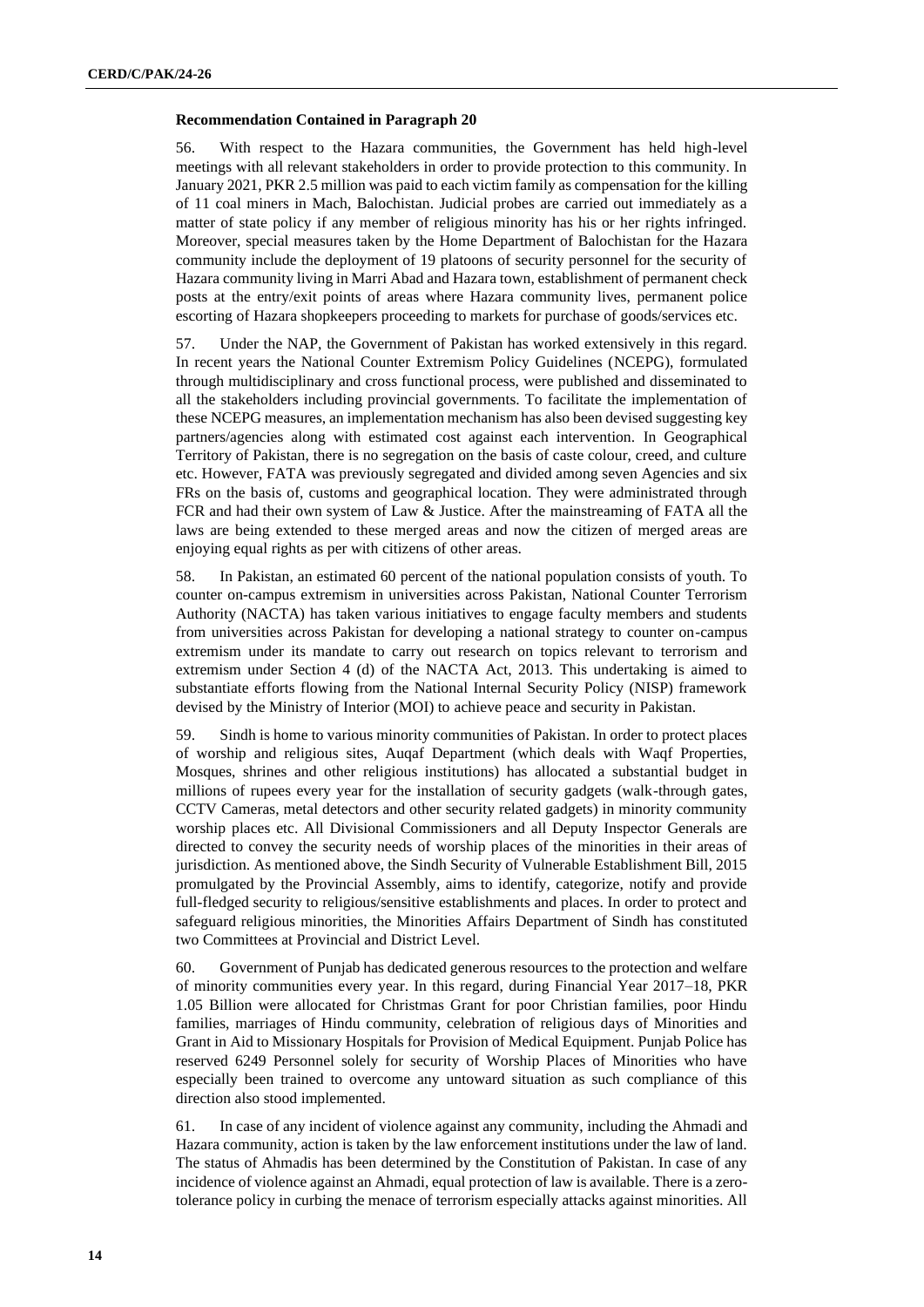**Recommendation Contained in Paragraph 20**

56. With respect to the Hazara communities, the Government has held high-level meetings with all relevant stakeholders in order to provide protection to this community. In January 2021, PKR 2.5 million was paid to each victim family as compensation for the killing of 11 coal miners in Mach, Balochistan. Judicial probes are carried out immediately as a matter of state policy if any member of religious minority has his or her rights infringed. Moreover, special measures taken by the Home Department of Balochistan for the Hazara community include the deployment of 19 platoons of security personnel for the security of Hazara community living in Marri Abad and Hazara town, establishment of permanent check posts at the entry/exit points of areas where Hazara community lives, permanent police escorting of Hazara shopkeepers proceeding to markets for purchase of goods/services etc.

57. Under the NAP, the Government of Pakistan has worked extensively in this regard. In recent years the National Counter Extremism Policy Guidelines (NCEPG), formulated through multidisciplinary and cross functional process, were published and disseminated to all the stakeholders including provincial governments. To facilitate the implementation of these NCEPG measures, an implementation mechanism has also been devised suggesting key partners/agencies along with estimated cost against each intervention. In Geographical Territory of Pakistan, there is no segregation on the basis of caste colour, creed, and culture etc. However, FATA was previously segregated and divided among seven Agencies and six FRs on the basis of, customs and geographical location. They were administrated through FCR and had their own system of Law & Justice. After the mainstreaming of FATA all the laws are being extended to these merged areas and now the citizen of merged areas are enjoying equal rights as per with citizens of other areas.

58. In Pakistan, an estimated 60 percent of the national population consists of youth. To counter on-campus extremism in universities across Pakistan, National Counter Terrorism Authority (NACTA) has taken various initiatives to engage faculty members and students from universities across Pakistan for developing a national strategy to counter on-campus extremism under its mandate to carry out research on topics relevant to terrorism and extremism under Section 4 (d) of the NACTA Act, 2013. This undertaking is aimed to substantiate efforts flowing from the National Internal Security Policy (NISP) framework devised by the Ministry of Interior (MOI) to achieve peace and security in Pakistan.

59. Sindh is home to various minority communities of Pakistan. In order to protect places of worship and religious sites, Auqaf Department (which deals with Waqf Properties, Mosques, shrines and other religious institutions) has allocated a substantial budget in millions of rupees every year for the installation of security gadgets (walk-through gates, CCTV Cameras, metal detectors and other security related gadgets) in minority community worship places etc. All Divisional Commissioners and all Deputy Inspector Generals are directed to convey the security needs of worship places of the minorities in their areas of jurisdiction. As mentioned above, the Sindh Security of Vulnerable Establishment Bill, 2015 promulgated by the Provincial Assembly, aims to identify, categorize, notify and provide full-fledged security to religious/sensitive establishments and places. In order to protect and safeguard religious minorities, the Minorities Affairs Department of Sindh has constituted two Committees at Provincial and District Level.

60. Government of Punjab has dedicated generous resources to the protection and welfare of minority communities every year. In this regard, during Financial Year 2017–18, PKR 1.05 Billion were allocated for Christmas Grant for poor Christian families, poor Hindu families, marriages of Hindu community, celebration of religious days of Minorities and Grant in Aid to Missionary Hospitals for Provision of Medical Equipment. Punjab Police has reserved 6249 Personnel solely for security of Worship Places of Minorities who have especially been trained to overcome any untoward situation as such compliance of this direction also stood implemented.

61. In case of any incident of violence against any community, including the Ahmadi and Hazara community, action is taken by the law enforcement institutions under the law of land. The status of Ahmadis has been determined by the Constitution of Pakistan. In case of any incidence of violence against an Ahmadi, equal protection of law is available. There is a zero-tolerance policy in curbing the menace of terrorism especially attacks against minorities. All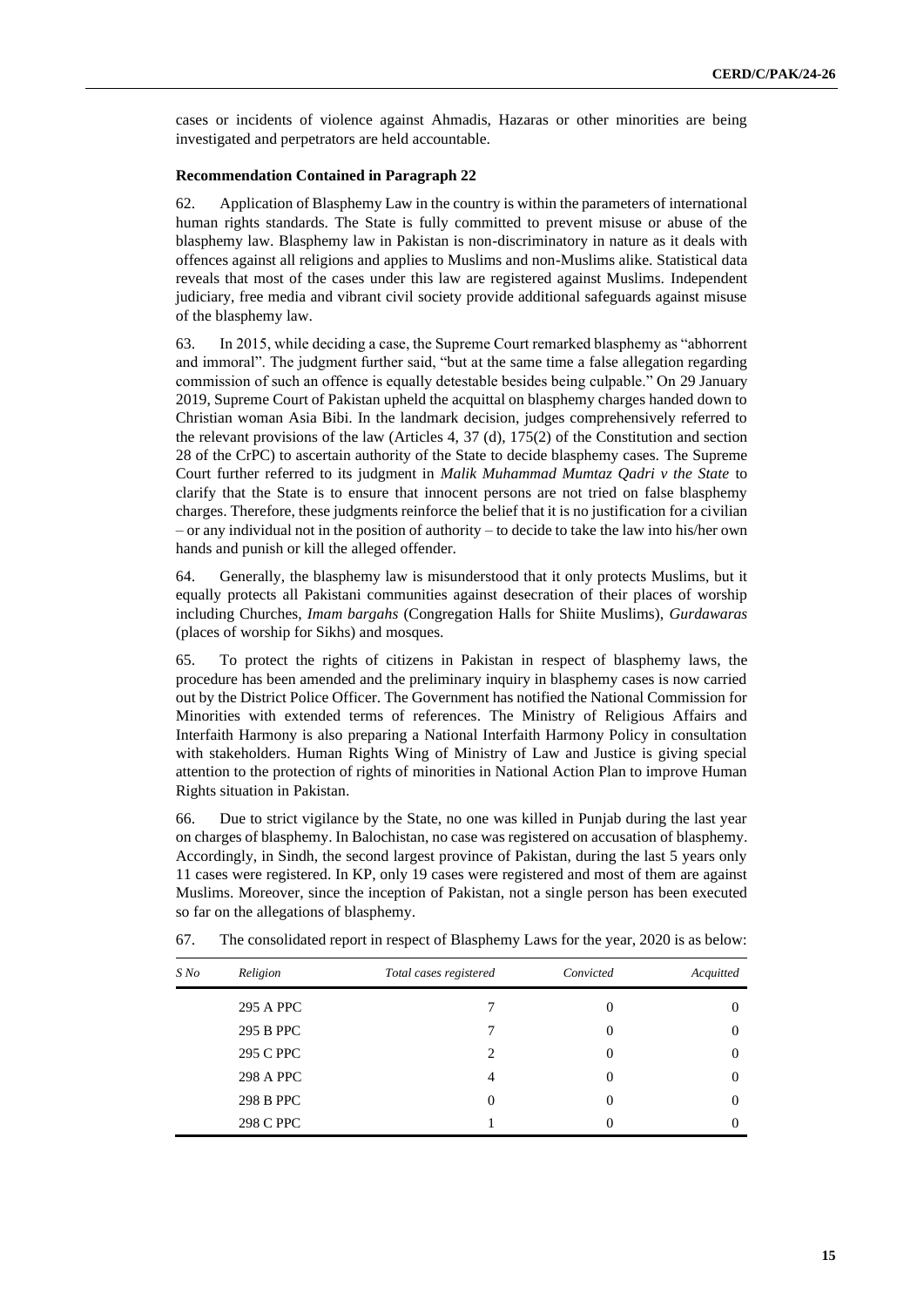cases or incidents of violence against Ahmadis, Hazaras or other minorities are being investigated and perpetrators are held accountable.

**Recommendation Contained in Paragraph 22**

62. Application of Blasphemy Law in the country is within the parameters of international human rights standards. The State is fully committed to prevent misuse or abuse of the blasphemy law. Blasphemy law in Pakistan is non-discriminatory in nature as it deals with offences against all religions and applies to Muslims and non-Muslims alike. Statistical data reveals that most of the cases under this law are registered against Muslims. Independent judiciary, free media and vibrant civil society provide additional safeguards against misuse of the blasphemy law.

63. In 2015, while deciding a case, the Supreme Court remarked blasphemy as "abhorrent and immoral". The judgment further said, "but at the same time a false allegation regarding commission of such an offence is equally detestable besides being culpable." On 29 January 2019, Supreme Court of Pakistan upheld the acquittal on blasphemy charges handed down to Christian woman Asia Bibi. In the landmark decision, judges comprehensively referred to the relevant provisions of the law (Articles 4, 37 (d), 175(2) of the Constitution and section 28 of the CrPC) to ascertain authority of the State to decide blasphemy cases. The Supreme Court further referred to its judgment in *Malik Muhammad Mumtaz Qadri v the State* to clarify that the State is to ensure that innocent persons are not tried on false blasphemy charges. Therefore, these judgments reinforce the belief that it is no justification for a civilian – or any individual not in the position of authority – to decide to take the law into his/her own hands and punish or kill the alleged offender.

64. Generally, the blasphemy law is misunderstood that it only protects Muslims, but it equally protects all Pakistani communities against desecration of their places of worship including Churches, *Imam bargahs* (Congregation Halls for Shiite Muslims), *Gurdawaras* (places of worship for Sikhs) and mosques.

65. To protect the rights of citizens in Pakistan in respect of blasphemy laws, the procedure has been amended and the preliminary inquiry in blasphemy cases is now carried out by the District Police Officer. The Government has notified the National Commission for Minorities with extended terms of references. The Ministry of Religious Affairs and Interfaith Harmony is also preparing a National Interfaith Harmony Policy in consultation with stakeholders. Human Rights Wing of Ministry of Law and Justice is giving special attention to the protection of rights of minorities in National Action Plan to improve Human Rights situation in Pakistan.

66. Due to strict vigilance by the State, no one was killed in Punjab during the last year on charges of blasphemy. In Balochistan, no case was registered on accusation of blasphemy. Accordingly, in Sindh, the second largest province of Pakistan, during the last 5 years only 11 cases were registered. In KP, only 19 cases were registered and most of them are against Muslims. Moreover, since the inception of Pakistan, not a single person has been executed so far on the allegations of blasphemy.

67. The consolidated report in respect of Blasphemy Laws for the year, 2020 is as below:

| *S No* | *Religion* | *Total cases registered* | *Convicted* | *Acquitted* |
|---|---|---|---|---|
| | 295 A PPC | 7 | 0 | 0 |
| | 295 B PPC | 7 | 0 | 0 |
| | 295 C PPC | 2 | 0 | 0 |
| | 298 A PPC | 4 | 0 | 0 |
| | 298 B PPC | 0 | 0 | 0 |
| | 298 C PPC | 1 | 0 | 0 |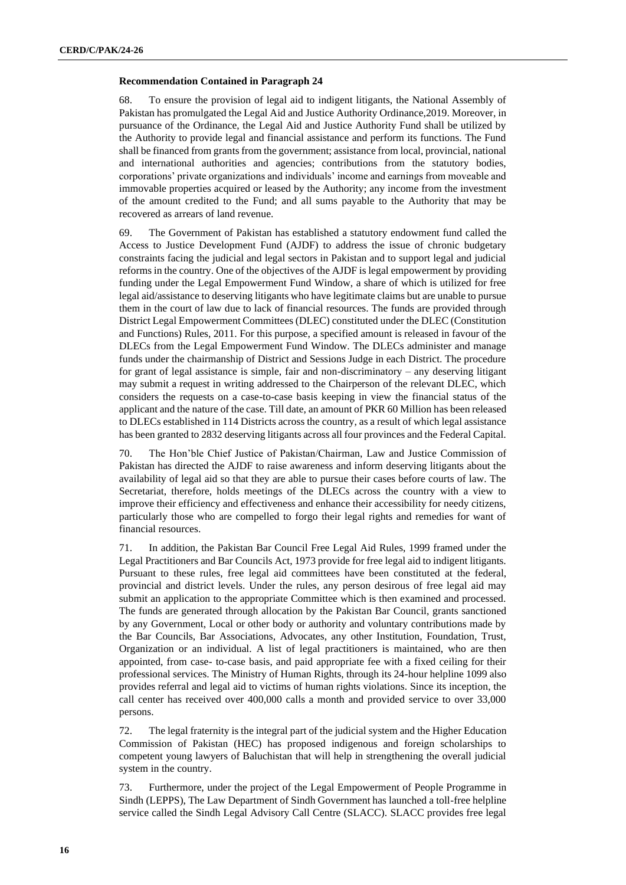**Recommendation Contained in Paragraph 24**

68. To ensure the provision of legal aid to indigent litigants, the National Assembly of Pakistan has promulgated the Legal Aid and Justice Authority Ordinance,2019. Moreover, in pursuance of the Ordinance, the Legal Aid and Justice Authority Fund shall be utilized by the Authority to provide legal and financial assistance and perform its functions. The Fund shall be financed from grants from the government; assistance from local, provincial, national and international authorities and agencies; contributions from the statutory bodies, corporations' private organizations and individuals' income and earnings from moveable and immovable properties acquired or leased by the Authority; any income from the investment of the amount credited to the Fund; and all sums payable to the Authority that may be recovered as arrears of land revenue.

69. The Government of Pakistan has established a statutory endowment fund called the Access to Justice Development Fund (AJDF) to address the issue of chronic budgetary constraints facing the judicial and legal sectors in Pakistan and to support legal and judicial reforms in the country. One of the objectives of the AJDF is legal empowerment by providing funding under the Legal Empowerment Fund Window, a share of which is utilized for free legal aid/assistance to deserving litigants who have legitimate claims but are unable to pursue them in the court of law due to lack of financial resources. The funds are provided through District Legal Empowerment Committees (DLEC) constituted under the DLEC (Constitution and Functions) Rules, 2011. For this purpose, a specified amount is released in favour of the DLECs from the Legal Empowerment Fund Window. The DLECs administer and manage funds under the chairmanship of District and Sessions Judge in each District. The procedure for grant of legal assistance is simple, fair and non-discriminatory – any deserving litigant may submit a request in writing addressed to the Chairperson of the relevant DLEC, which considers the requests on a case-to-case basis keeping in view the financial status of the applicant and the nature of the case. Till date, an amount of PKR 60 Million has been released to DLECs established in 114 Districts across the country, as a result of which legal assistance has been granted to 2832 deserving litigants across all four provinces and the Federal Capital.

70. The Hon'ble Chief Justice of Pakistan/Chairman, Law and Justice Commission of Pakistan has directed the AJDF to raise awareness and inform deserving litigants about the availability of legal aid so that they are able to pursue their cases before courts of law. The Secretariat, therefore, holds meetings of the DLECs across the country with a view to improve their efficiency and effectiveness and enhance their accessibility for needy citizens, particularly those who are compelled to forgo their legal rights and remedies for want of financial resources.

71. In addition, the Pakistan Bar Council Free Legal Aid Rules, 1999 framed under the Legal Practitioners and Bar Councils Act, 1973 provide for free legal aid to indigent litigants. Pursuant to these rules, free legal aid committees have been constituted at the federal, provincial and district levels. Under the rules, any person desirous of free legal aid may submit an application to the appropriate Committee which is then examined and processed. The funds are generated through allocation by the Pakistan Bar Council, grants sanctioned by any Government, Local or other body or authority and voluntary contributions made by the Bar Councils, Bar Associations, Advocates, any other Institution, Foundation, Trust, Organization or an individual. A list of legal practitioners is maintained, who are then appointed, from case- to-case basis, and paid appropriate fee with a fixed ceiling for their professional services. The Ministry of Human Rights, through its 24-hour helpline 1099 also provides referral and legal aid to victims of human rights violations. Since its inception, the call center has received over 400,000 calls a month and provided service to over 33,000 persons.

72. The legal fraternity is the integral part of the judicial system and the Higher Education Commission of Pakistan (HEC) has proposed indigenous and foreign scholarships to competent young lawyers of Baluchistan that will help in strengthening the overall judicial system in the country.

73. Furthermore, under the project of the Legal Empowerment of People Programme in Sindh (LEPPS), The Law Department of Sindh Government has launched a toll-free helpline service called the Sindh Legal Advisory Call Centre (SLACC). SLACC provides free legal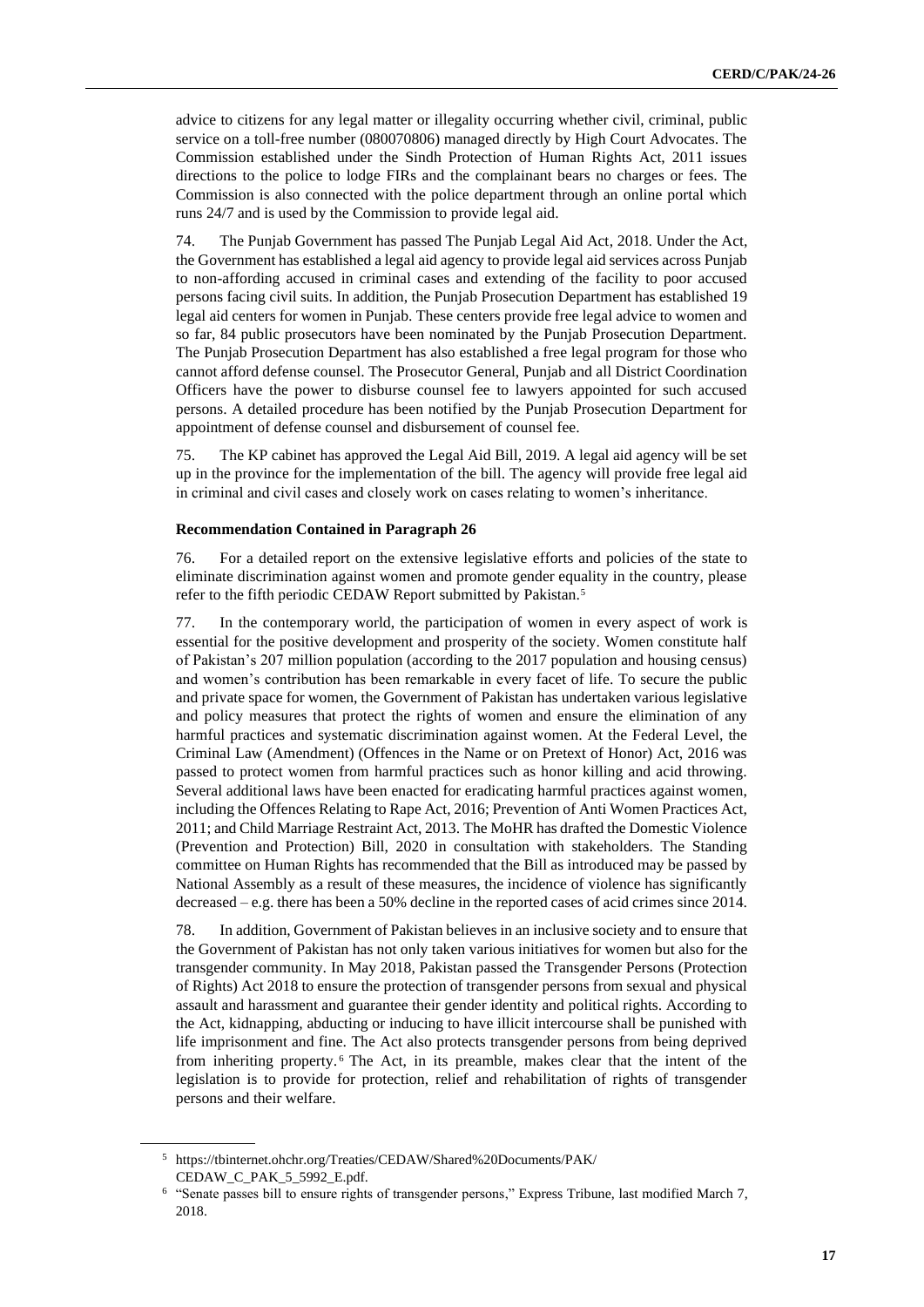advice to citizens for any legal matter or illegality occurring whether civil, criminal, public service on a toll-free number (080070806) managed directly by High Court Advocates. The Commission established under the Sindh Protection of Human Rights Act, 2011 issues directions to the police to lodge FIRs and the complainant bears no charges or fees. The Commission is also connected with the police department through an online portal which runs 24/7 and is used by the Commission to provide legal aid.

74. The Punjab Government has passed The Punjab Legal Aid Act, 2018. Under the Act, the Government has established a legal aid agency to provide legal aid services across Punjab to non-affording accused in criminal cases and extending of the facility to poor accused persons facing civil suits. In addition, the Punjab Prosecution Department has established 19 legal aid centers for women in Punjab. These centers provide free legal advice to women and so far, 84 public prosecutors have been nominated by the Punjab Prosecution Department. The Punjab Prosecution Department has also established a free legal program for those who cannot afford defense counsel. The Prosecutor General, Punjab and all District Coordination Officers have the power to disburse counsel fee to lawyers appointed for such accused persons. A detailed procedure has been notified by the Punjab Prosecution Department for appointment of defense counsel and disbursement of counsel fee.

75. The KP cabinet has approved the Legal Aid Bill, 2019. A legal aid agency will be set up in the province for the implementation of the bill. The agency will provide free legal aid in criminal and civil cases and closely work on cases relating to women's inheritance.

**Recommendation Contained in Paragraph 26**

76. For a detailed report on the extensive legislative efforts and policies of the state to eliminate discrimination against women and promote gender equality in the country, please refer to the fifth periodic CEDAW Report submitted by Pakistan.[5]

77. In the contemporary world, the participation of women in every aspect of work is essential for the positive development and prosperity of the society. Women constitute half of Pakistan's 207 million population (according to the 2017 population and housing census) and women's contribution has been remarkable in every facet of life. To secure the public and private space for women, the Government of Pakistan has undertaken various legislative and policy measures that protect the rights of women and ensure the elimination of any harmful practices and systematic discrimination against women. At the Federal Level, the Criminal Law (Amendment) (Offences in the Name or on Pretext of Honor) Act, 2016 was passed to protect women from harmful practices such as honor killing and acid throwing. Several additional laws have been enacted for eradicating harmful practices against women, including the Offences Relating to Rape Act, 2016; Prevention of Anti Women Practices Act, 2011; and Child Marriage Restraint Act, 2013. The MoHR has drafted the Domestic Violence (Prevention and Protection) Bill, 2020 in consultation with stakeholders. The Standing committee on Human Rights has recommended that the Bill as introduced may be passed by National Assembly as a result of these measures, the incidence of violence has significantly decreased – e.g. there has been a 50% decline in the reported cases of acid crimes since 2014.

78. In addition, Government of Pakistan believes in an inclusive society and to ensure that the Government of Pakistan has not only taken various initiatives for women but also for the transgender community. In May 2018, Pakistan passed the Transgender Persons (Protection of Rights) Act 2018 to ensure the protection of transgender persons from sexual and physical assault and harassment and guarantee their gender identity and political rights. According to the Act, kidnapping, abducting or inducing to have illicit intercourse shall be punished with life imprisonment and fine. The Act also protects transgender persons from being deprived from inheriting property.[6] The Act, in its preamble, makes clear that the intent of the legislation is to provide for protection, relief and rehabilitation of rights of transgender persons and their welfare.

---

[5] https://tbinternet.ohchr.org/Treaties/CEDAW/Shared%20Documents/PAK/CEDAW_C_PAK_5_5992_E.pdf.

[6] "Senate passes bill to ensure rights of transgender persons," Express Tribune, last modified March 7, 2018.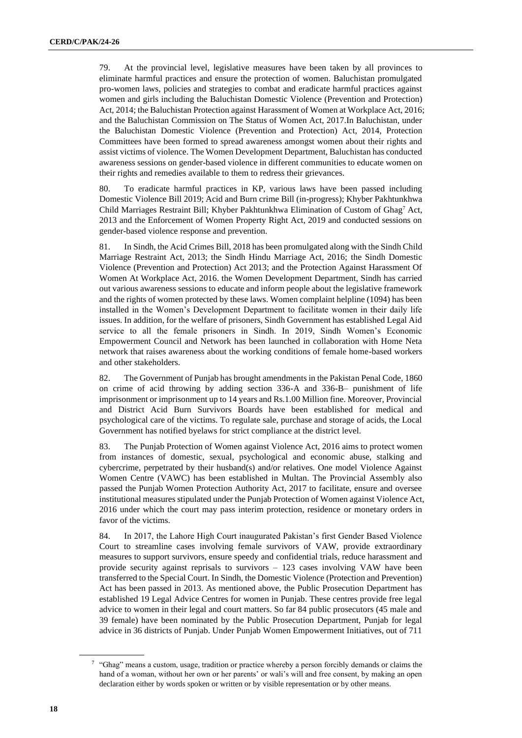79. At the provincial level, legislative measures have been taken by all provinces to eliminate harmful practices and ensure the protection of women. Baluchistan promulgated pro-women laws, policies and strategies to combat and eradicate harmful practices against women and girls including the Baluchistan Domestic Violence (Prevention and Protection) Act, 2014; the Baluchistan Protection against Harassment of Women at Workplace Act, 2016; and the Baluchistan Commission on The Status of Women Act, 2017.In Baluchistan, under the Baluchistan Domestic Violence (Prevention and Protection) Act, 2014, Protection Committees have been formed to spread awareness amongst women about their rights and assist victims of violence. The Women Development Department, Baluchistan has conducted awareness sessions on gender-based violence in different communities to educate women on their rights and remedies available to them to redress their grievances.

80. To eradicate harmful practices in KP, various laws have been passed including Domestic Violence Bill 2019; Acid and Burn crime Bill (in-progress); Khyber Pakhtunkhwa Child Marriages Restraint Bill; Khyber Pakhtunkhwa Elimination of Custom of Ghag[7] Act, 2013 and the Enforcement of Women Property Right Act, 2019 and conducted sessions on gender-based violence response and prevention.

81. In Sindh, the Acid Crimes Bill, 2018 has been promulgated along with the Sindh Child Marriage Restraint Act, 2013; the Sindh Hindu Marriage Act, 2016; the Sindh Domestic Violence (Prevention and Protection) Act 2013; and the Protection Against Harassment Of Women At Workplace Act, 2016. the Women Development Department, Sindh has carried out various awareness sessions to educate and inform people about the legislative framework and the rights of women protected by these laws. Women complaint helpline (1094) has been installed in the Women's Development Department to facilitate women in their daily life issues. In addition, for the welfare of prisoners, Sindh Government has established Legal Aid service to all the female prisoners in Sindh. In 2019, Sindh Women's Economic Empowerment Council and Network has been launched in collaboration with Home Neta network that raises awareness about the working conditions of female home-based workers and other stakeholders.

82. The Government of Punjab has brought amendments in the Pakistan Penal Code, 1860 on crime of acid throwing by adding section 336-A and 336-B– punishment of life imprisonment or imprisonment up to 14 years and Rs.1.00 Million fine. Moreover, Provincial and District Acid Burn Survivors Boards have been established for medical and psychological care of the victims. To regulate sale, purchase and storage of acids, the Local Government has notified byelaws for strict compliance at the district level.

83. The Punjab Protection of Women against Violence Act, 2016 aims to protect women from instances of domestic, sexual, psychological and economic abuse, stalking and cybercrime, perpetrated by their husband(s) and/or relatives. One model Violence Against Women Centre (VAWC) has been established in Multan. The Provincial Assembly also passed the Punjab Women Protection Authority Act, 2017 to facilitate, ensure and oversee institutional measures stipulated under the Punjab Protection of Women against Violence Act, 2016 under which the court may pass interim protection, residence or monetary orders in favor of the victims.

84. In 2017, the Lahore High Court inaugurated Pakistan's first Gender Based Violence Court to streamline cases involving female survivors of VAW, provide extraordinary measures to support survivors, ensure speedy and confidential trials, reduce harassment and provide security against reprisals to survivors – 123 cases involving VAW have been transferred to the Special Court. In Sindh, the Domestic Violence (Protection and Prevention) Act has been passed in 2013. As mentioned above, the Public Prosecution Department has established 19 Legal Advice Centres for women in Punjab. These centres provide free legal advice to women in their legal and court matters. So far 84 public prosecutors (45 male and 39 female) have been nominated by the Public Prosecution Department, Punjab for legal advice in 36 districts of Punjab. Under Punjab Women Empowerment Initiatives, out of 711

[7] "Ghag" means a custom, usage, tradition or practice whereby a person forcibly demands or claims the hand of a woman, without her own or her parents' or wali's will and free consent, by making an open declaration either by words spoken or written or by visible representation or by other means.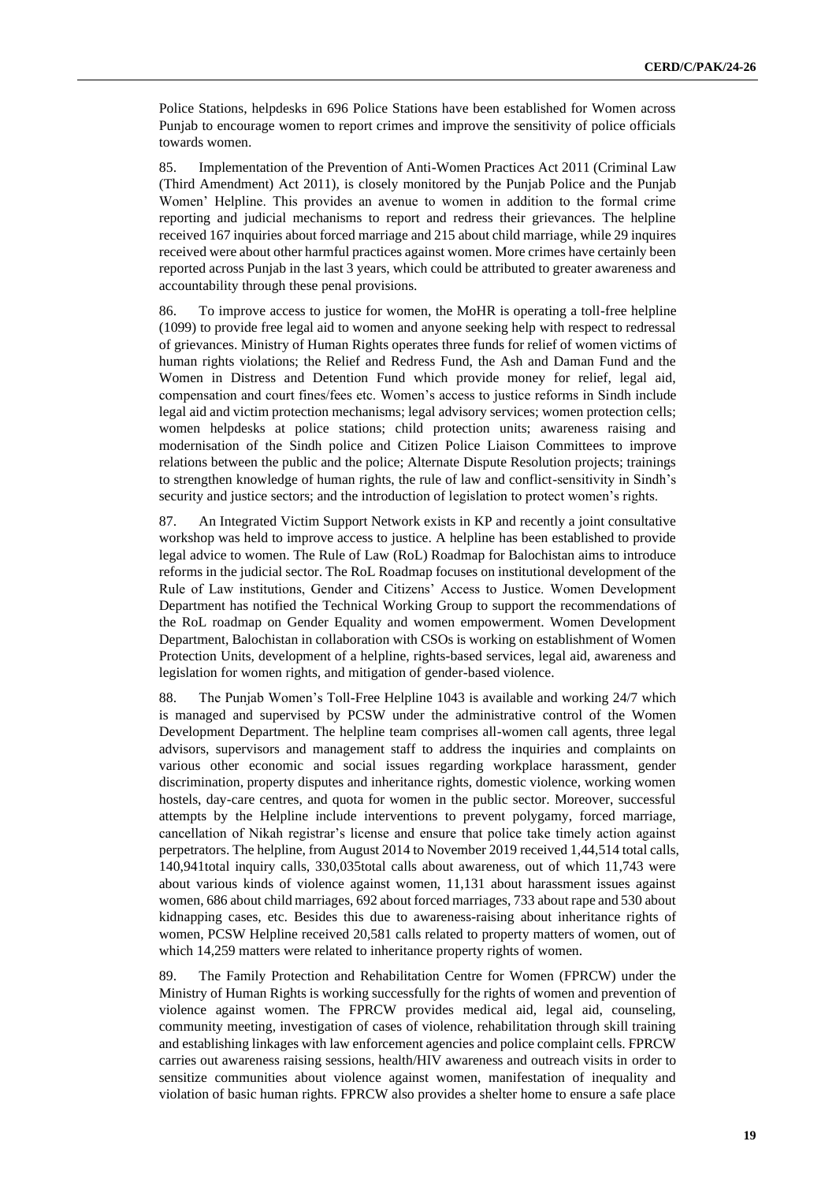Police Stations, helpdesks in 696 Police Stations have been established for Women across Punjab to encourage women to report crimes and improve the sensitivity of police officials towards women.

85. Implementation of the Prevention of Anti-Women Practices Act 2011 (Criminal Law (Third Amendment) Act 2011), is closely monitored by the Punjab Police and the Punjab Women' Helpline. This provides an avenue to women in addition to the formal crime reporting and judicial mechanisms to report and redress their grievances. The helpline received 167 inquiries about forced marriage and 215 about child marriage, while 29 inquires received were about other harmful practices against women. More crimes have certainly been reported across Punjab in the last 3 years, which could be attributed to greater awareness and accountability through these penal provisions.

86. To improve access to justice for women, the MoHR is operating a toll-free helpline (1099) to provide free legal aid to women and anyone seeking help with respect to redressal of grievances. Ministry of Human Rights operates three funds for relief of women victims of human rights violations; the Relief and Redress Fund, the Ash and Daman Fund and the Women in Distress and Detention Fund which provide money for relief, legal aid, compensation and court fines/fees etc. Women's access to justice reforms in Sindh include legal aid and victim protection mechanisms; legal advisory services; women protection cells; women helpdesks at police stations; child protection units; awareness raising and modernisation of the Sindh police and Citizen Police Liaison Committees to improve relations between the public and the police; Alternate Dispute Resolution projects; trainings to strengthen knowledge of human rights, the rule of law and conflict-sensitivity in Sindh's security and justice sectors; and the introduction of legislation to protect women's rights.

87. An Integrated Victim Support Network exists in KP and recently a joint consultative workshop was held to improve access to justice. A helpline has been established to provide legal advice to women. The Rule of Law (RoL) Roadmap for Balochistan aims to introduce reforms in the judicial sector. The RoL Roadmap focuses on institutional development of the Rule of Law institutions, Gender and Citizens' Access to Justice. Women Development Department has notified the Technical Working Group to support the recommendations of the RoL roadmap on Gender Equality and women empowerment. Women Development Department, Balochistan in collaboration with CSOs is working on establishment of Women Protection Units, development of a helpline, rights-based services, legal aid, awareness and legislation for women rights, and mitigation of gender-based violence.

88. The Punjab Women's Toll-Free Helpline 1043 is available and working 24/7 which is managed and supervised by PCSW under the administrative control of the Women Development Department. The helpline team comprises all-women call agents, three legal advisors, supervisors and management staff to address the inquiries and complaints on various other economic and social issues regarding workplace harassment, gender discrimination, property disputes and inheritance rights, domestic violence, working women hostels, day-care centres, and quota for women in the public sector. Moreover, successful attempts by the Helpline include interventions to prevent polygamy, forced marriage, cancellation of Nikah registrar's license and ensure that police take timely action against perpetrators. The helpline, from August 2014 to November 2019 received 1,44,514 total calls, 140,941total inquiry calls, 330,035total calls about awareness, out of which 11,743 were about various kinds of violence against women, 11,131 about harassment issues against women, 686 about child marriages, 692 about forced marriages, 733 about rape and 530 about kidnapping cases, etc. Besides this due to awareness-raising about inheritance rights of women, PCSW Helpline received 20,581 calls related to property matters of women, out of which 14,259 matters were related to inheritance property rights of women.

89. The Family Protection and Rehabilitation Centre for Women (FPRCW) under the Ministry of Human Rights is working successfully for the rights of women and prevention of violence against women. The FPRCW provides medical aid, legal aid, counseling, community meeting, investigation of cases of violence, rehabilitation through skill training and establishing linkages with law enforcement agencies and police complaint cells. FPRCW carries out awareness raising sessions, health/HIV awareness and outreach visits in order to sensitize communities about violence against women, manifestation of inequality and violation of basic human rights. FPRCW also provides a shelter home to ensure a safe place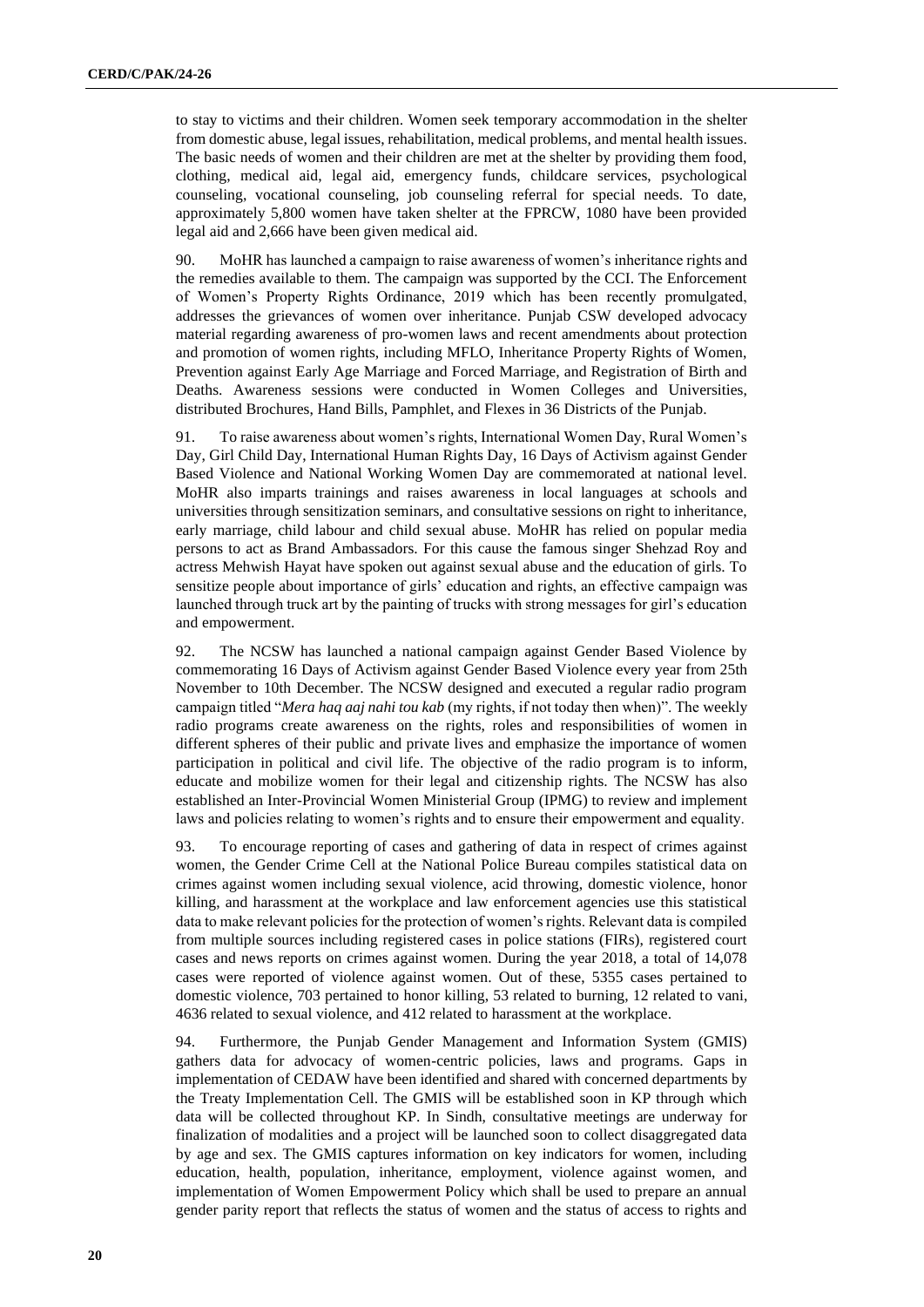to stay to victims and their children. Women seek temporary accommodation in the shelter from domestic abuse, legal issues, rehabilitation, medical problems, and mental health issues. The basic needs of women and their children are met at the shelter by providing them food, clothing, medical aid, legal aid, emergency funds, childcare services, psychological counseling, vocational counseling, job counseling referral for special needs. To date, approximately 5,800 women have taken shelter at the FPRCW, 1080 have been provided legal aid and 2,666 have been given medical aid.

90. MoHR has launched a campaign to raise awareness of women's inheritance rights and the remedies available to them. The campaign was supported by the CCI. The Enforcement of Women's Property Rights Ordinance, 2019 which has been recently promulgated, addresses the grievances of women over inheritance. Punjab CSW developed advocacy material regarding awareness of pro-women laws and recent amendments about protection and promotion of women rights, including MFLO, Inheritance Property Rights of Women, Prevention against Early Age Marriage and Forced Marriage, and Registration of Birth and Deaths. Awareness sessions were conducted in Women Colleges and Universities, distributed Brochures, Hand Bills, Pamphlet, and Flexes in 36 Districts of the Punjab.

91. To raise awareness about women's rights, International Women Day, Rural Women's Day, Girl Child Day, International Human Rights Day, 16 Days of Activism against Gender Based Violence and National Working Women Day are commemorated at national level. MoHR also imparts trainings and raises awareness in local languages at schools and universities through sensitization seminars, and consultative sessions on right to inheritance, early marriage, child labour and child sexual abuse. MoHR has relied on popular media persons to act as Brand Ambassadors. For this cause the famous singer Shehzad Roy and actress Mehwish Hayat have spoken out against sexual abuse and the education of girls. To sensitize people about importance of girls' education and rights, an effective campaign was launched through truck art by the painting of trucks with strong messages for girl's education and empowerment.

92. The NCSW has launched a national campaign against Gender Based Violence by commemorating 16 Days of Activism against Gender Based Violence every year from 25th November to 10th December. The NCSW designed and executed a regular radio program campaign titled "*Mera haq aaj nahi tou kab* (my rights, if not today then when)". The weekly radio programs create awareness on the rights, roles and responsibilities of women in different spheres of their public and private lives and emphasize the importance of women participation in political and civil life. The objective of the radio program is to inform, educate and mobilize women for their legal and citizenship rights. The NCSW has also established an Inter-Provincial Women Ministerial Group (IPMG) to review and implement laws and policies relating to women's rights and to ensure their empowerment and equality.

93. To encourage reporting of cases and gathering of data in respect of crimes against women, the Gender Crime Cell at the National Police Bureau compiles statistical data on crimes against women including sexual violence, acid throwing, domestic violence, honor killing, and harassment at the workplace and law enforcement agencies use this statistical data to make relevant policies for the protection of women's rights. Relevant data is compiled from multiple sources including registered cases in police stations (FIRs), registered court cases and news reports on crimes against women. During the year 2018, a total of 14,078 cases were reported of violence against women. Out of these, 5355 cases pertained to domestic violence, 703 pertained to honor killing, 53 related to burning, 12 related to vani, 4636 related to sexual violence, and 412 related to harassment at the workplace.

94. Furthermore, the Punjab Gender Management and Information System (GMIS) gathers data for advocacy of women-centric policies, laws and programs. Gaps in implementation of CEDAW have been identified and shared with concerned departments by the Treaty Implementation Cell. The GMIS will be established soon in KP through which data will be collected throughout KP. In Sindh, consultative meetings are underway for finalization of modalities and a project will be launched soon to collect disaggregated data by age and sex. The GMIS captures information on key indicators for women, including education, health, population, inheritance, employment, violence against women, and implementation of Women Empowerment Policy which shall be used to prepare an annual gender parity report that reflects the status of women and the status of access to rights and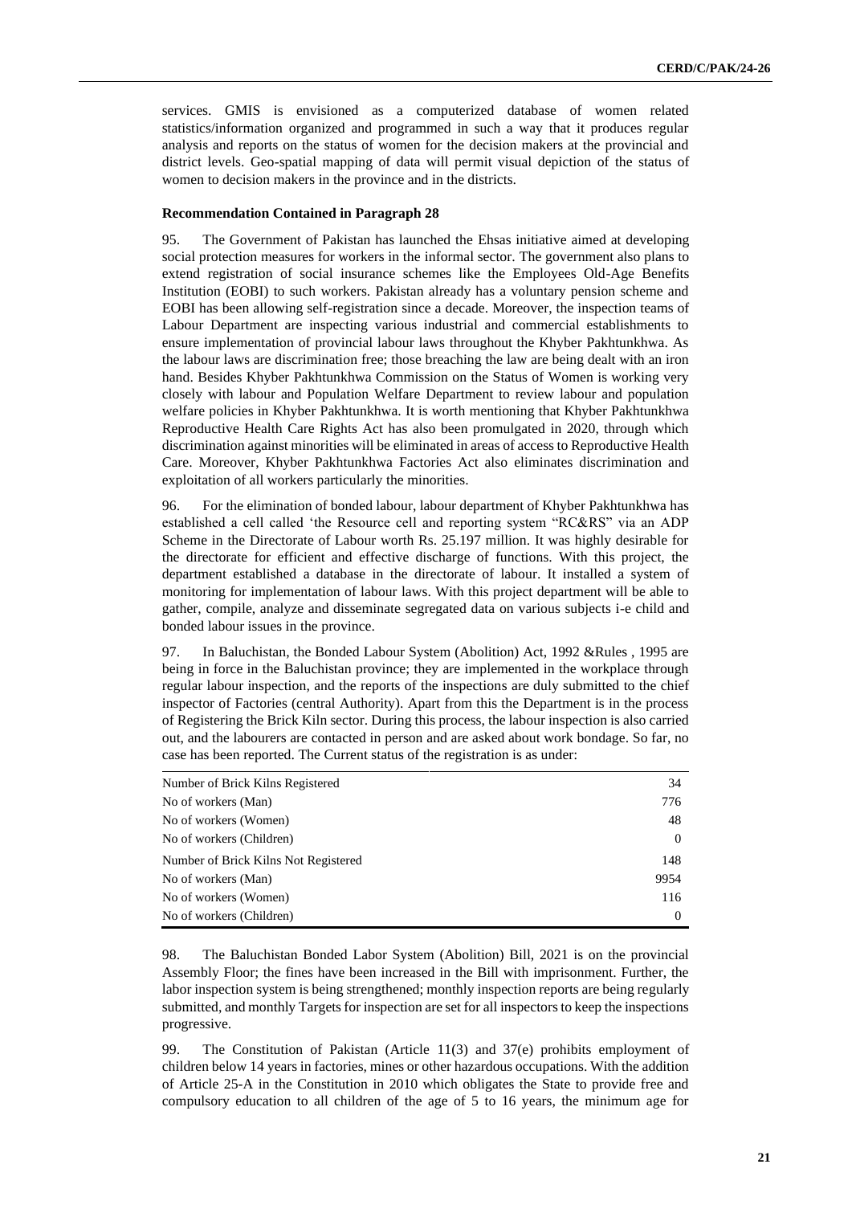services. GMIS is envisioned as a computerized database of women related statistics/information organized and programmed in such a way that it produces regular analysis and reports on the status of women for the decision makers at the provincial and district levels. Geo-spatial mapping of data will permit visual depiction of the status of women to decision makers in the province and in the districts.

**Recommendation Contained in Paragraph 28**

95. The Government of Pakistan has launched the Ehsas initiative aimed at developing social protection measures for workers in the informal sector. The government also plans to extend registration of social insurance schemes like the Employees Old-Age Benefits Institution (EOBI) to such workers. Pakistan already has a voluntary pension scheme and EOBI has been allowing self-registration since a decade. Moreover, the inspection teams of Labour Department are inspecting various industrial and commercial establishments to ensure implementation of provincial labour laws throughout the Khyber Pakhtunkhwa. As the labour laws are discrimination free; those breaching the law are being dealt with an iron hand. Besides Khyber Pakhtunkhwa Commission on the Status of Women is working very closely with labour and Population Welfare Department to review labour and population welfare policies in Khyber Pakhtunkhwa. It is worth mentioning that Khyber Pakhtunkhwa Reproductive Health Care Rights Act has also been promulgated in 2020, through which discrimination against minorities will be eliminated in areas of access to Reproductive Health Care. Moreover, Khyber Pakhtunkhwa Factories Act also eliminates discrimination and exploitation of all workers particularly the minorities.

96. For the elimination of bonded labour, labour department of Khyber Pakhtunkhwa has established a cell called 'the Resource cell and reporting system "RC&RS" via an ADP Scheme in the Directorate of Labour worth Rs. 25.197 million. It was highly desirable for the directorate for efficient and effective discharge of functions. With this project, the department established a database in the directorate of labour. It installed a system of monitoring for implementation of labour laws. With this project department will be able to gather, compile, analyze and disseminate segregated data on various subjects i-e child and bonded labour issues in the province.

97. In Baluchistan, the Bonded Labour System (Abolition) Act, 1992 &Rules , 1995 are being in force in the Baluchistan province; they are implemented in the workplace through regular labour inspection, and the reports of the inspections are duly submitted to the chief inspector of Factories (central Authority). Apart from this the Department is in the process of Registering the Brick Kiln sector. During this process, the labour inspection is also carried out, and the labourers are contacted in person and are asked about work bondage. So far, no case has been reported. The Current status of the registration is as under:

| | |
|---|---|
| Number of Brick Kilns Registered | 34 |
| No of workers (Man) | 776 |
| No of workers (Women) | 48 |
| No of workers (Children) | 0 |
| Number of Brick Kilns Not Registered | 148 |
| No of workers (Man) | 9954 |
| No of workers (Women) | 116 |
| No of workers (Children) | 0 |

98. The Baluchistan Bonded Labor System (Abolition) Bill, 2021 is on the provincial Assembly Floor; the fines have been increased in the Bill with imprisonment. Further, the labor inspection system is being strengthened; monthly inspection reports are being regularly submitted, and monthly Targets for inspection are set for all inspectors to keep the inspections progressive.

99. The Constitution of Pakistan (Article 11(3) and 37(e) prohibits employment of children below 14 years in factories, mines or other hazardous occupations. With the addition of Article 25-A in the Constitution in 2010 which obligates the State to provide free and compulsory education to all children of the age of 5 to 16 years, the minimum age for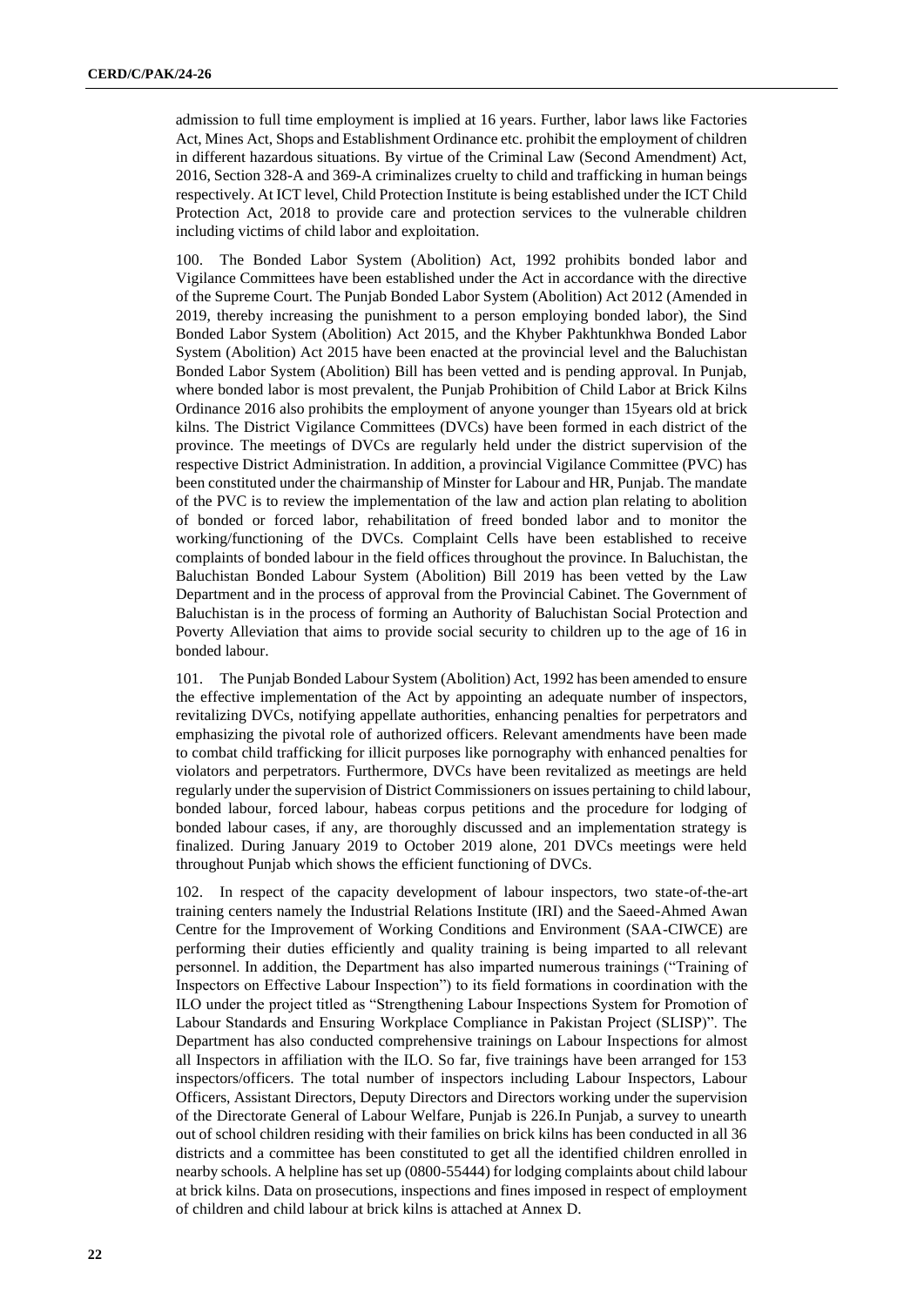admission to full time employment is implied at 16 years. Further, labor laws like Factories Act, Mines Act, Shops and Establishment Ordinance etc. prohibit the employment of children in different hazardous situations. By virtue of the Criminal Law (Second Amendment) Act, 2016, Section 328-A and 369-A criminalizes cruelty to child and trafficking in human beings respectively. At ICT level, Child Protection Institute is being established under the ICT Child Protection Act, 2018 to provide care and protection services to the vulnerable children including victims of child labor and exploitation.

100. The Bonded Labor System (Abolition) Act, 1992 prohibits bonded labor and Vigilance Committees have been established under the Act in accordance with the directive of the Supreme Court. The Punjab Bonded Labor System (Abolition) Act 2012 (Amended in 2019, thereby increasing the punishment to a person employing bonded labor), the Sind Bonded Labor System (Abolition) Act 2015, and the Khyber Pakhtunkhwa Bonded Labor System (Abolition) Act 2015 have been enacted at the provincial level and the Baluchistan Bonded Labor System (Abolition) Bill has been vetted and is pending approval. In Punjab, where bonded labor is most prevalent, the Punjab Prohibition of Child Labor at Brick Kilns Ordinance 2016 also prohibits the employment of anyone younger than 15years old at brick kilns. The District Vigilance Committees (DVCs) have been formed in each district of the province. The meetings of DVCs are regularly held under the district supervision of the respective District Administration. In addition, a provincial Vigilance Committee (PVC) has been constituted under the chairmanship of Minster for Labour and HR, Punjab. The mandate of the PVC is to review the implementation of the law and action plan relating to abolition of bonded or forced labor, rehabilitation of freed bonded labor and to monitor the working/functioning of the DVCs. Complaint Cells have been established to receive complaints of bonded labour in the field offices throughout the province. In Baluchistan, the Baluchistan Bonded Labour System (Abolition) Bill 2019 has been vetted by the Law Department and in the process of approval from the Provincial Cabinet. The Government of Baluchistan is in the process of forming an Authority of Baluchistan Social Protection and Poverty Alleviation that aims to provide social security to children up to the age of 16 in bonded labour.

101. The Punjab Bonded Labour System (Abolition) Act, 1992 has been amended to ensure the effective implementation of the Act by appointing an adequate number of inspectors, revitalizing DVCs, notifying appellate authorities, enhancing penalties for perpetrators and emphasizing the pivotal role of authorized officers. Relevant amendments have been made to combat child trafficking for illicit purposes like pornography with enhanced penalties for violators and perpetrators. Furthermore, DVCs have been revitalized as meetings are held regularly under the supervision of District Commissioners on issues pertaining to child labour, bonded labour, forced labour, habeas corpus petitions and the procedure for lodging of bonded labour cases, if any, are thoroughly discussed and an implementation strategy is finalized. During January 2019 to October 2019 alone, 201 DVCs meetings were held throughout Punjab which shows the efficient functioning of DVCs.

102. In respect of the capacity development of labour inspectors, two state-of-the-art training centers namely the Industrial Relations Institute (IRI) and the Saeed-Ahmed Awan Centre for the Improvement of Working Conditions and Environment (SAA-CIWCE) are performing their duties efficiently and quality training is being imparted to all relevant personnel. In addition, the Department has also imparted numerous trainings ("Training of Inspectors on Effective Labour Inspection") to its field formations in coordination with the ILO under the project titled as "Strengthening Labour Inspections System for Promotion of Labour Standards and Ensuring Workplace Compliance in Pakistan Project (SLISP)". The Department has also conducted comprehensive trainings on Labour Inspections for almost all Inspectors in affiliation with the ILO. So far, five trainings have been arranged for 153 inspectors/officers. The total number of inspectors including Labour Inspectors, Labour Officers, Assistant Directors, Deputy Directors and Directors working under the supervision of the Directorate General of Labour Welfare, Punjab is 226.In Punjab, a survey to unearth out of school children residing with their families on brick kilns has been conducted in all 36 districts and a committee has been constituted to get all the identified children enrolled in nearby schools. A helpline has set up (0800-55444) for lodging complaints about child labour at brick kilns. Data on prosecutions, inspections and fines imposed in respect of employment of children and child labour at brick kilns is attached at Annex D.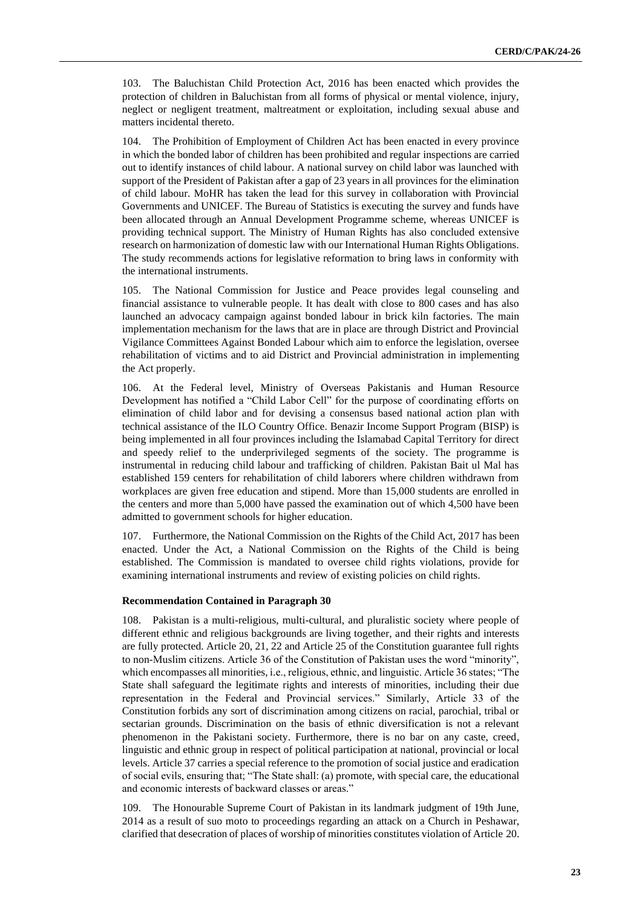103. The Baluchistan Child Protection Act, 2016 has been enacted which provides the protection of children in Baluchistan from all forms of physical or mental violence, injury, neglect or negligent treatment, maltreatment or exploitation, including sexual abuse and matters incidental thereto.

104. The Prohibition of Employment of Children Act has been enacted in every province in which the bonded labor of children has been prohibited and regular inspections are carried out to identify instances of child labour. A national survey on child labor was launched with support of the President of Pakistan after a gap of 23 years in all provinces for the elimination of child labour. MoHR has taken the lead for this survey in collaboration with Provincial Governments and UNICEF. The Bureau of Statistics is executing the survey and funds have been allocated through an Annual Development Programme scheme, whereas UNICEF is providing technical support. The Ministry of Human Rights has also concluded extensive research on harmonization of domestic law with our International Human Rights Obligations. The study recommends actions for legislative reformation to bring laws in conformity with the international instruments.

105. The National Commission for Justice and Peace provides legal counseling and financial assistance to vulnerable people. It has dealt with close to 800 cases and has also launched an advocacy campaign against bonded labour in brick kiln factories. The main implementation mechanism for the laws that are in place are through District and Provincial Vigilance Committees Against Bonded Labour which aim to enforce the legislation, oversee rehabilitation of victims and to aid District and Provincial administration in implementing the Act properly.

106. At the Federal level, Ministry of Overseas Pakistanis and Human Resource Development has notified a "Child Labor Cell" for the purpose of coordinating efforts on elimination of child labor and for devising a consensus based national action plan with technical assistance of the ILO Country Office. Benazir Income Support Program (BISP) is being implemented in all four provinces including the Islamabad Capital Territory for direct and speedy relief to the underprivileged segments of the society. The programme is instrumental in reducing child labour and trafficking of children. Pakistan Bait ul Mal has established 159 centers for rehabilitation of child laborers where children withdrawn from workplaces are given free education and stipend. More than 15,000 students are enrolled in the centers and more than 5,000 have passed the examination out of which 4,500 have been admitted to government schools for higher education.

107. Furthermore, the National Commission on the Rights of the Child Act, 2017 has been enacted. Under the Act, a National Commission on the Rights of the Child is being established. The Commission is mandated to oversee child rights violations, provide for examining international instruments and review of existing policies on child rights.

**Recommendation Contained in Paragraph 30**

108. Pakistan is a multi-religious, multi-cultural, and pluralistic society where people of different ethnic and religious backgrounds are living together, and their rights and interests are fully protected. Article 20, 21, 22 and Article 25 of the Constitution guarantee full rights to non-Muslim citizens. Article 36 of the Constitution of Pakistan uses the word "minority", which encompasses all minorities, i.e., religious, ethnic, and linguistic. Article 36 states; "The State shall safeguard the legitimate rights and interests of minorities, including their due representation in the Federal and Provincial services." Similarly, Article 33 of the Constitution forbids any sort of discrimination among citizens on racial, parochial, tribal or sectarian grounds. Discrimination on the basis of ethnic diversification is not a relevant phenomenon in the Pakistani society. Furthermore, there is no bar on any caste, creed, linguistic and ethnic group in respect of political participation at national, provincial or local levels. Article 37 carries a special reference to the promotion of social justice and eradication of social evils, ensuring that; "The State shall: (a) promote, with special care, the educational and economic interests of backward classes or areas."

109. The Honourable Supreme Court of Pakistan in its landmark judgment of 19th June, 2014 as a result of suo moto to proceedings regarding an attack on a Church in Peshawar, clarified that desecration of places of worship of minorities constitutes violation of Article 20.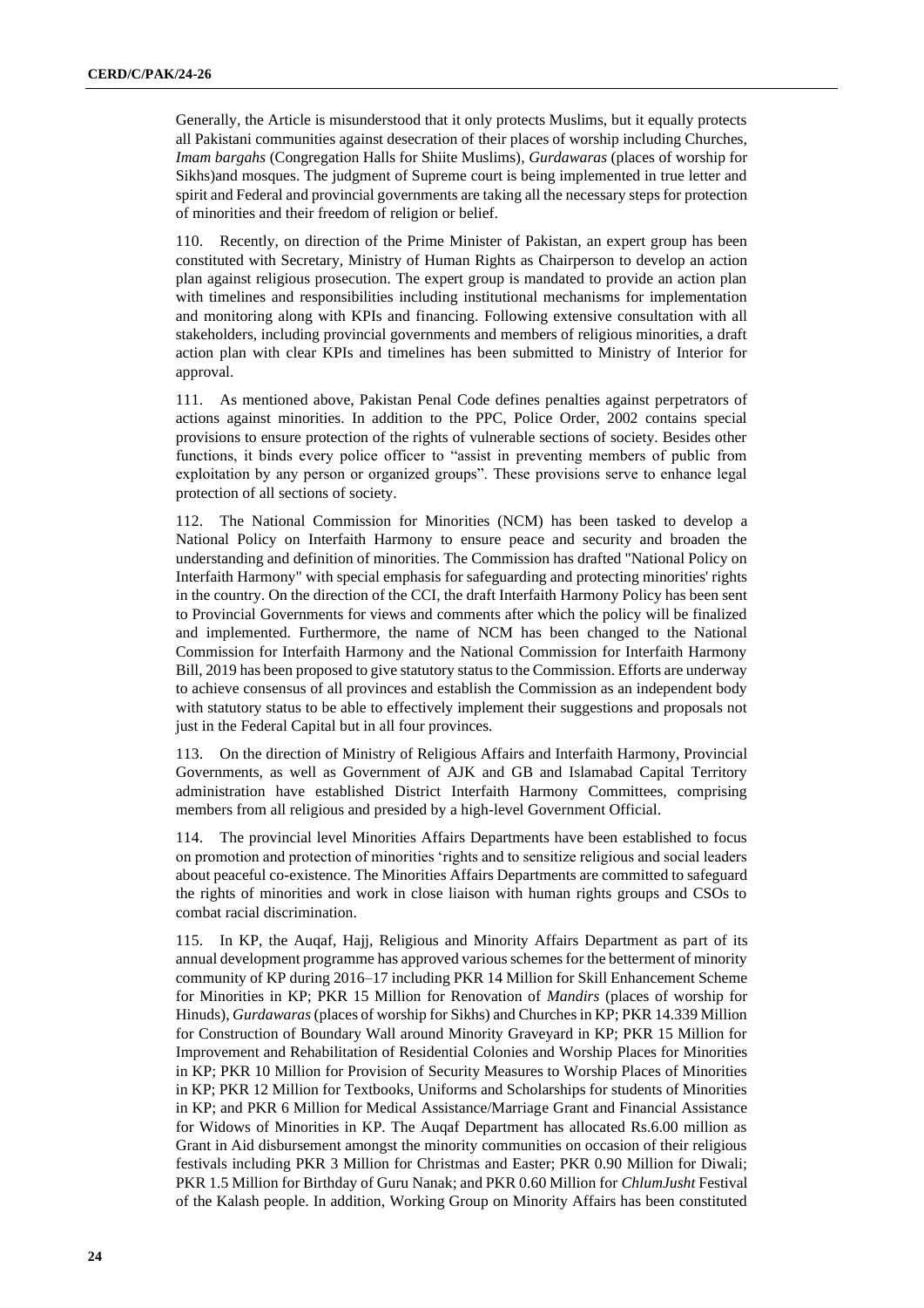Generally, the Article is misunderstood that it only protects Muslims, but it equally protects all Pakistani communities against desecration of their places of worship including Churches, *Imam bargahs* (Congregation Halls for Shiite Muslims), *Gurdawaras* (places of worship for Sikhs)and mosques. The judgment of Supreme court is being implemented in true letter and spirit and Federal and provincial governments are taking all the necessary steps for protection of minorities and their freedom of religion or belief.

110. Recently, on direction of the Prime Minister of Pakistan, an expert group has been constituted with Secretary, Ministry of Human Rights as Chairperson to develop an action plan against religious prosecution. The expert group is mandated to provide an action plan with timelines and responsibilities including institutional mechanisms for implementation and monitoring along with KPIs and financing. Following extensive consultation with all stakeholders, including provincial governments and members of religious minorities, a draft action plan with clear KPIs and timelines has been submitted to Ministry of Interior for approval.

111. As mentioned above, Pakistan Penal Code defines penalties against perpetrators of actions against minorities. In addition to the PPC, Police Order, 2002 contains special provisions to ensure protection of the rights of vulnerable sections of society. Besides other functions, it binds every police officer to "assist in preventing members of public from exploitation by any person or organized groups". These provisions serve to enhance legal protection of all sections of society.

112. The National Commission for Minorities (NCM) has been tasked to develop a National Policy on Interfaith Harmony to ensure peace and security and broaden the understanding and definition of minorities. The Commission has drafted "National Policy on Interfaith Harmony" with special emphasis for safeguarding and protecting minorities' rights in the country. On the direction of the CCI, the draft Interfaith Harmony Policy has been sent to Provincial Governments for views and comments after which the policy will be finalized and implemented. Furthermore, the name of NCM has been changed to the National Commission for Interfaith Harmony and the National Commission for Interfaith Harmony Bill, 2019 has been proposed to give statutory status to the Commission. Efforts are underway to achieve consensus of all provinces and establish the Commission as an independent body with statutory status to be able to effectively implement their suggestions and proposals not just in the Federal Capital but in all four provinces.

113. On the direction of Ministry of Religious Affairs and Interfaith Harmony, Provincial Governments, as well as Government of AJK and GB and Islamabad Capital Territory administration have established District Interfaith Harmony Committees, comprising members from all religious and presided by a high-level Government Official.

114. The provincial level Minorities Affairs Departments have been established to focus on promotion and protection of minorities 'rights and to sensitize religious and social leaders about peaceful co-existence. The Minorities Affairs Departments are committed to safeguard the rights of minorities and work in close liaison with human rights groups and CSOs to combat racial discrimination.

115. In KP, the Auqaf, Hajj, Religious and Minority Affairs Department as part of its annual development programme has approved various schemes for the betterment of minority community of KP during 2016–17 including PKR 14 Million for Skill Enhancement Scheme for Minorities in KP; PKR 15 Million for Renovation of *Mandirs* (places of worship for Hinuds), *Gurdawaras* (places of worship for Sikhs) and Churches in KP; PKR 14.339 Million for Construction of Boundary Wall around Minority Graveyard in KP; PKR 15 Million for Improvement and Rehabilitation of Residential Colonies and Worship Places for Minorities in KP; PKR 10 Million for Provision of Security Measures to Worship Places of Minorities in KP; PKR 12 Million for Textbooks, Uniforms and Scholarships for students of Minorities in KP; and PKR 6 Million for Medical Assistance/Marriage Grant and Financial Assistance for Widows of Minorities in KP. The Auqaf Department has allocated Rs.6.00 million as Grant in Aid disbursement amongst the minority communities on occasion of their religious festivals including PKR 3 Million for Christmas and Easter; PKR 0.90 Million for Diwali; PKR 1.5 Million for Birthday of Guru Nanak; and PKR 0.60 Million for *ChlumJusht* Festival of the Kalash people. In addition, Working Group on Minority Affairs has been constituted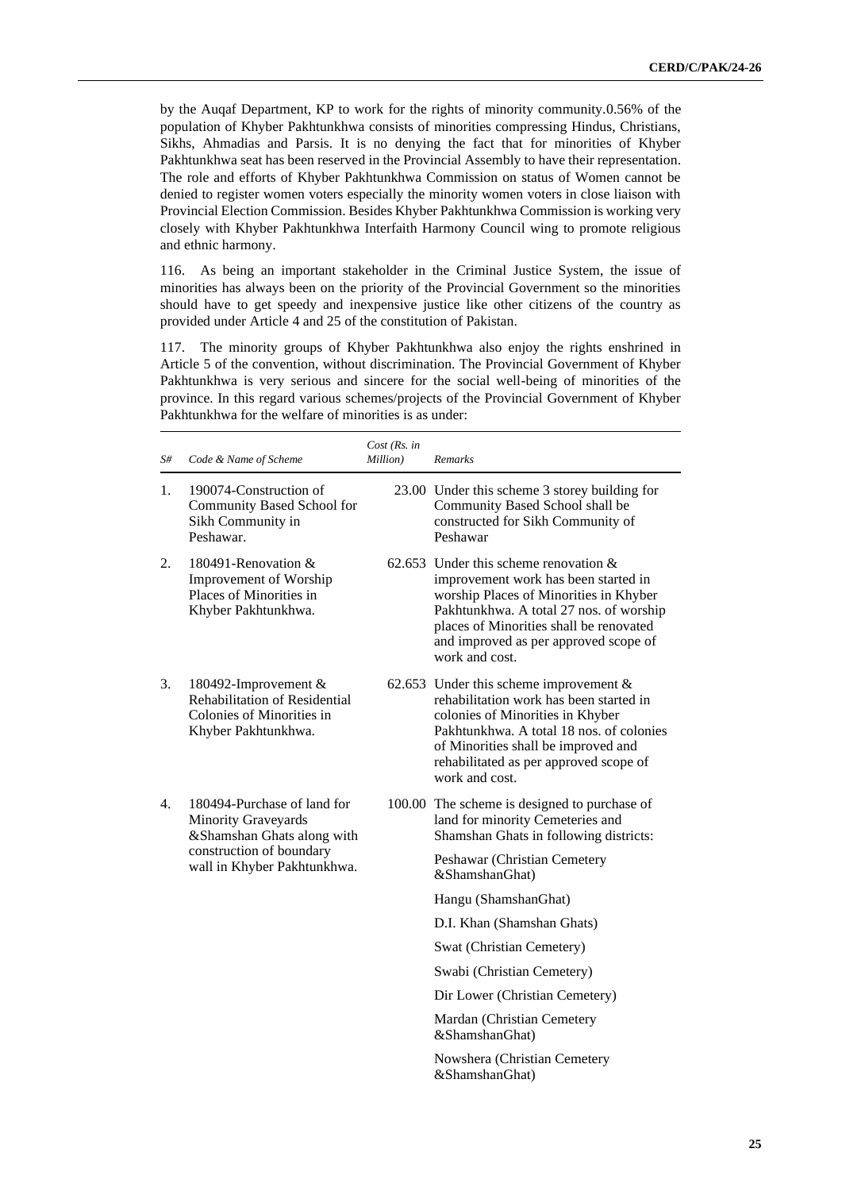by the Auqaf Department, KP to work for the rights of minority community.0.56% of the population of Khyber Pakhtunkhwa consists of minorities compressing Hindus, Christians, Sikhs, Ahmadias and Parsis. It is no denying the fact that for minorities of Khyber Pakhtunkhwa seat has been reserved in the Provincial Assembly to have their representation. The role and efforts of Khyber Pakhtunkhwa Commission on status of Women cannot be denied to register women voters especially the minority women voters in close liaison with Provincial Election Commission. Besides Khyber Pakhtunkhwa Commission is working very closely with Khyber Pakhtunkhwa Interfaith Harmony Council wing to promote religious and ethnic harmony.

116. As being an important stakeholder in the Criminal Justice System, the issue of minorities has always been on the priority of the Provincial Government so the minorities should have to get speedy and inexpensive justice like other citizens of the country as provided under Article 4 and 25 of the constitution of Pakistan.

117. The minority groups of Khyber Pakhtunkhwa also enjoy the rights enshrined in Article 5 of the convention, without discrimination. The Provincial Government of Khyber Pakhtunkhwa is very serious and sincere for the social well-being of minorities of the province. In this regard various schemes/projects of the Provincial Government of Khyber Pakhtunkhwa for the welfare of minorities is as under:

| *S#* | *Code & Name of Scheme* | *Cost (Rs. in Million)* | *Remarks* |
|---|---|---|---|
| 1. | 190074-Construction of Community Based School for Sikh Community in Peshawar. | 23.00 | Under this scheme 3 storey building for Community Based School shall be constructed for Sikh Community of Peshawar |
| 2. | 180491-Renovation & Improvement of Worship Places of Minorities in Khyber Pakhtunkhwa. | 62.653 | Under this scheme renovation & improvement work has been started in worship Places of Minorities in Khyber Pakhtunkhwa. A total 27 nos. of worship places of Minorities shall be renovated and improved as per approved scope of work and cost. |
| 3. | 180492-Improvement & Rehabilitation of Residential Colonies of Minorities in Khyber Pakhtunkhwa. | 62.653 | Under this scheme improvement & rehabilitation work has been started in colonies of Minorities in Khyber Pakhtunkhwa. A total 18 nos. of colonies of Minorities shall be improved and rehabilitated as per approved scope of work and cost. |
| 4. | 180494-Purchase of land for Minority Graveyards &Shamshan Ghats along with construction of boundary wall in Khyber Pakhtunkhwa. | 100.00 | The scheme is designed to purchase of land for minority Cemeteries and Shamshan Ghats in following districts:<br>Peshawar (Christian Cemetery &ShamshanGhat)<br>Hangu (ShamshanGhat)<br>D.I. Khan (Shamshan Ghats)<br>Swat (Christian Cemetery)<br>Swabi (Christian Cemetery)<br>Dir Lower (Christian Cemetery)<br>Mardan (Christian Cemetery &ShamshanGhat)<br>Nowshera (Christian Cemetery &ShamshanGhat) |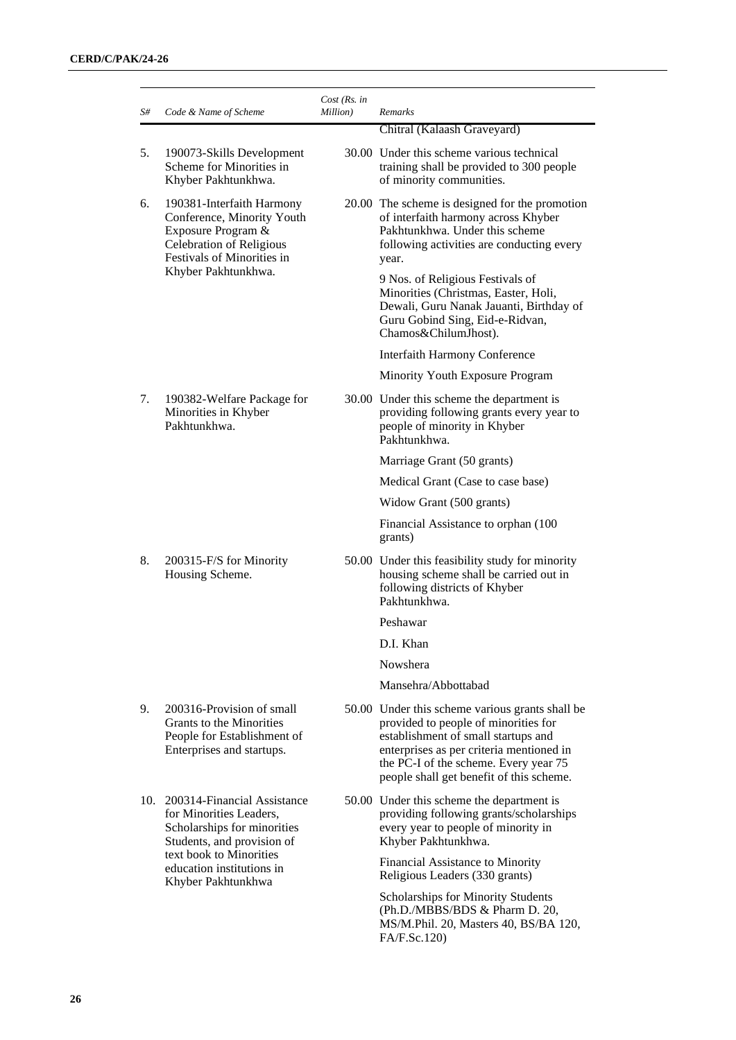| S# | Code & Name of Scheme | Cost (Rs. in Million) | Remarks |
|---|---|---|---|
| | | | Chitral (Kalaash Graveyard) |
| 5. | 190073-Skills Development Scheme for Minorities in Khyber Pakhtunkhwa. | 30.00 | Under this scheme various technical training shall be provided to 300 people of minority communities. |
| 6. | 190381-Interfaith Harmony Conference, Minority Youth Exposure Program & Celebration of Religious Festivals of Minorities in Khyber Pakhtunkhwa. | 20.00 | The scheme is designed for the promotion of interfaith harmony across Khyber Pakhtunkhwa. Under this scheme following activities are conducting every year.<br><br>9 Nos. of Religious Festivals of Minorities (Christmas, Easter, Holi, Dewali, Guru Nanak Jauanti, Birthday of Guru Gobind Sing, Eid-e-Ridvan, Chamos&ChilumJhost).<br><br>Interfaith Harmony Conference<br><br>Minority Youth Exposure Program |
| 7. | 190382-Welfare Package for Minorities in Khyber Pakhtunkhwa. | 30.00 | Under this scheme the department is providing following grants every year to people of minority in Khyber Pakhtunkhwa.<br><br>Marriage Grant (50 grants)<br><br>Medical Grant (Case to case base)<br><br>Widow Grant (500 grants)<br><br>Financial Assistance to orphan (100 grants) |
| 8. | 200315-F/S for Minority Housing Scheme. | 50.00 | Under this feasibility study for minority housing scheme shall be carried out in following districts of Khyber Pakhtunkhwa.<br><br>Peshawar<br><br>D.I. Khan<br><br>Nowshera<br><br>Mansehra/Abbottabad |
| 9. | 200316-Provision of small Grants to the Minorities People for Establishment of Enterprises and startups. | 50.00 | Under this scheme various grants shall be provided to people of minorities for establishment of small startups and enterprises as per criteria mentioned in the PC-I of the scheme. Every year 75 people shall get benefit of this scheme. |
| 10. | 200314-Financial Assistance for Minorities Leaders, Scholarships for minorities Students, and provision of text book to Minorities education institutions in Khyber Pakhtunkhwa | 50.00 | Under this scheme the department is providing following grants/scholarships every year to people of minority in Khyber Pakhtunkhwa.<br><br>Financial Assistance to Minority Religious Leaders (330 grants)<br><br>Scholarships for Minority Students (Ph.D./MBBS/BDS & Pharm D. 20, MS/M.Phil. 20, Masters 40, BS/BA 120, FA/F.Sc.120) |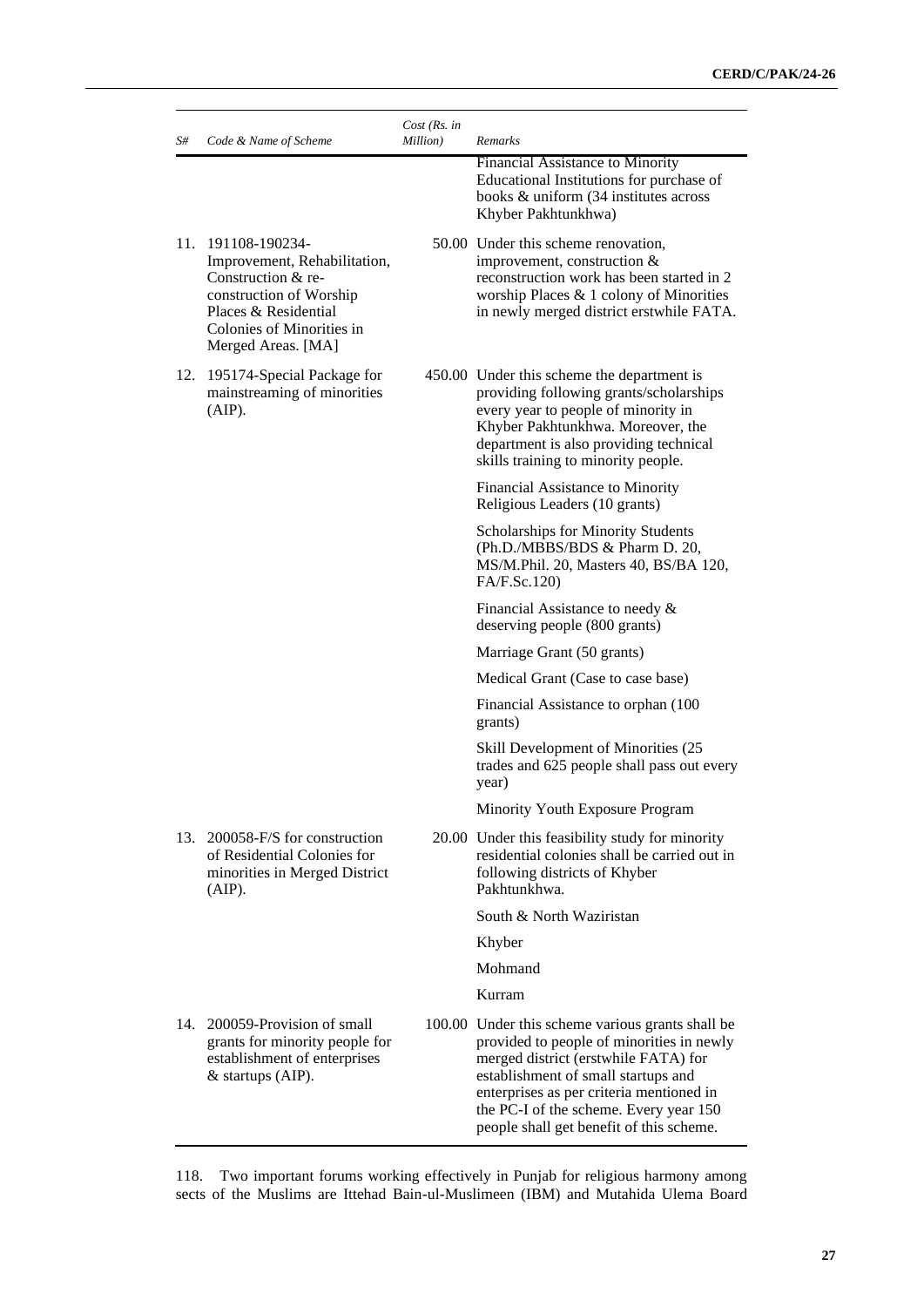| S# | Code & Name of Scheme | Cost (Rs. in Million) | Remarks |
|---|---|---|---|
| | | | Financial Assistance to Minority Educational Institutions for purchase of books & uniform (34 institutes across Khyber Pakhtunkhwa) |
| 11. | 191108-190234-Improvement, Rehabilitation, Construction & re-construction of Worship Places & Residential Colonies of Minorities in Merged Areas. [MA] | 50.00 | Under this scheme renovation, improvement, construction & reconstruction work has been started in 2 worship Places & 1 colony of Minorities in newly merged district erstwhile FATA. |
| 12. | 195174-Special Package for mainstreaming of minorities (AIP). | 450.00 | Under this scheme the department is providing following grants/scholarships every year to people of minority in Khyber Pakhtunkhwa. Moreover, the department is also providing technical skills training to minority people. |
| | | | Financial Assistance to Minority Religious Leaders (10 grants) |
| | | | Scholarships for Minority Students (Ph.D./MBBS/BDS & Pharm D. 20, MS/M.Phil. 20, Masters 40, BS/BA 120, FA/F.Sc.120) |
| | | | Financial Assistance to needy & deserving people (800 grants) |
| | | | Marriage Grant (50 grants) |
| | | | Medical Grant (Case to case base) |
| | | | Financial Assistance to orphan (100 grants) |
| | | | Skill Development of Minorities (25 trades and 625 people shall pass out every year) |
| | | | Minority Youth Exposure Program |
| 13. | 200058-F/S for construction of Residential Colonies for minorities in Merged District (AIP). | 20.00 | Under this feasibility study for minority residential colonies shall be carried out in following districts of Khyber Pakhtunkhwa. |
| | | | South & North Waziristan |
| | | | Khyber |
| | | | Mohmand |
| | | | Kurram |
| 14. | 200059-Provision of small grants for minority people for establishment of enterprises & startups (AIP). | 100.00 | Under this scheme various grants shall be provided to people of minorities in newly merged district (erstwhile FATA) for establishment of small startups and enterprises as per criteria mentioned in the PC-I of the scheme. Every year 150 people shall get benefit of this scheme. |

118. Two important forums working effectively in Punjab for religious harmony among sects of the Muslims are Ittehad Bain-ul-Muslimeen (IBM) and Mutahida Ulema Board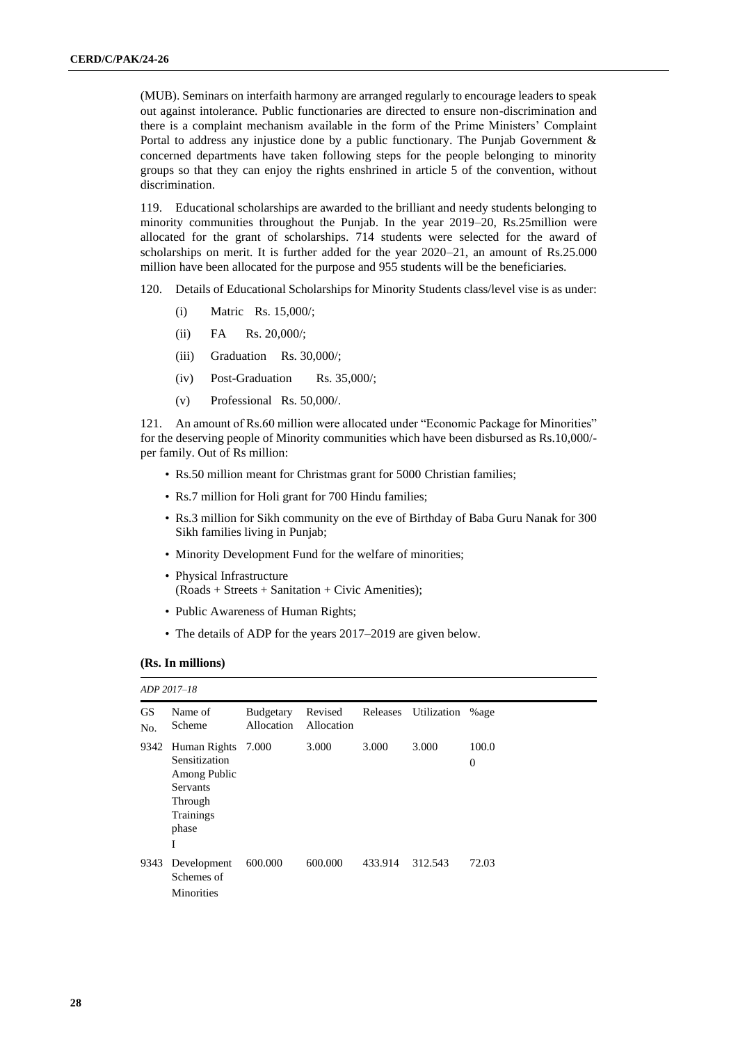(MUB). Seminars on interfaith harmony are arranged regularly to encourage leaders to speak out against intolerance. Public functionaries are directed to ensure non-discrimination and there is a complaint mechanism available in the form of the Prime Ministers' Complaint Portal to address any injustice done by a public functionary. The Punjab Government & concerned departments have taken following steps for the people belonging to minority groups so that they can enjoy the rights enshrined in article 5 of the convention, without discrimination.

119. Educational scholarships are awarded to the brilliant and needy students belonging to minority communities throughout the Punjab. In the year 2019–20, Rs.25million were allocated for the grant of scholarships. 714 students were selected for the award of scholarships on merit. It is further added for the year 2020–21, an amount of Rs.25.000 million have been allocated for the purpose and 955 students will be the beneficiaries.

120. Details of Educational Scholarships for Minority Students class/level vise is as under:

(i) Matric Rs. 15,000/;

(ii) FA Rs. 20,000/;

(iii) Graduation Rs. 30,000/;

(iv) Post-Graduation Rs. 35,000/;

(v) Professional Rs. 50,000/.

121. An amount of Rs.60 million were allocated under "Economic Package for Minorities" for the deserving people of Minority communities which have been disbursed as Rs.10,000/- per family. Out of Rs million:

- Rs.50 million meant for Christmas grant for 5000 Christian families;
- Rs.7 million for Holi grant for 700 Hindu families;
- Rs.3 million for Sikh community on the eve of Birthday of Baba Guru Nanak for 300 Sikh families living in Punjab;
- Minority Development Fund for the welfare of minorities;
- Physical Infrastructure (Roads + Streets + Sanitation + Civic Amenities);
- Public Awareness of Human Rights;
- The details of ADP for the years 2017–2019 are given below.

**(Rs. In millions)**

*ADP 2017–18*

| GS No. | Name of Scheme | Budgetary Allocation | Revised Allocation | Releases | Utilization | %age |
|---|---|---|---|---|---|---|
| 9342 | Human Rights Sensitization Among Public Servants Through Trainings phase I | 7.000 | 3.000 | 3.000 | 3.000 | 100.00 |
| 9343 | Development Schemes of Minorities | 600.000 | 600.000 | 433.914 | 312.543 | 72.03 |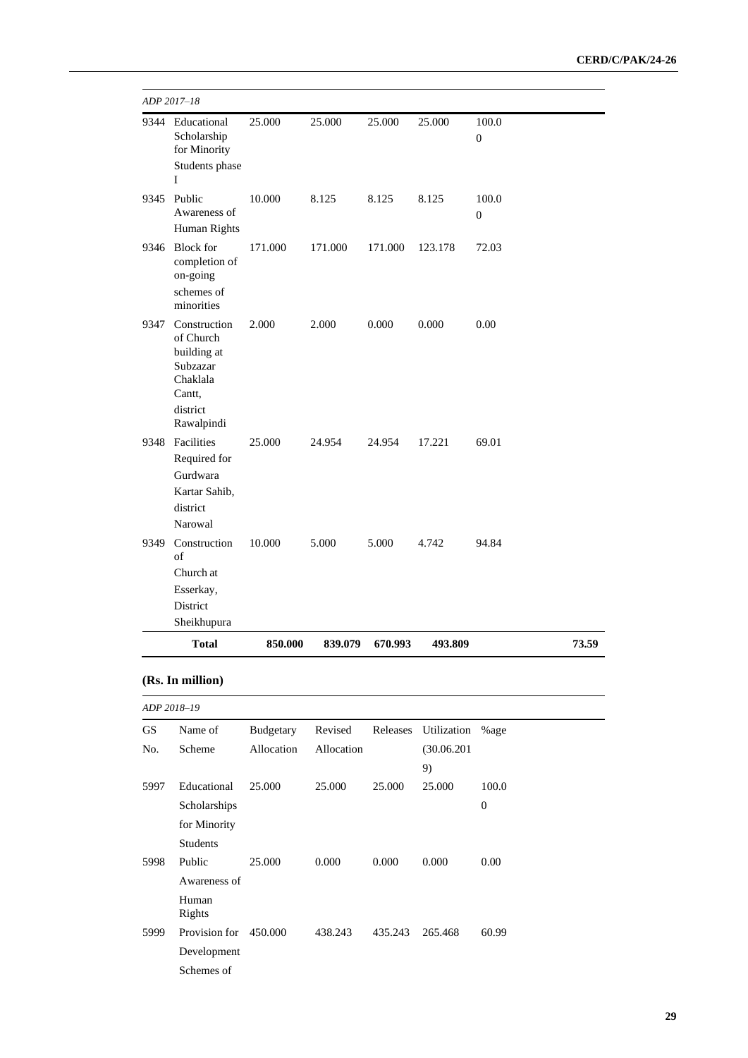*ADP 2017–18*

| | | | | | | | |
|---|---|---|---|---|---|---|---|
| 9344 | Educational Scholarship for Minority Students phase I | 25.000 | 25.000 | 25.000 | 25.000 | 100.00 | |
| 9345 | Public Awareness of Human Rights | 10.000 | 8.125 | 8.125 | 8.125 | 100.00 | |
| 9346 | Block for completion of on-going schemes of minorities | 171.000 | 171.000 | 171.000 | 123.178 | 72.03 | |
| 9347 | Construction of Church building at Subzazar Chaklala Cantt, district Rawalpindi | 2.000 | 2.000 | 0.000 | 0.000 | 0.00 | |
| 9348 | Facilities Required for Gurdwara Kartar Sahib, district Narowal | 25.000 | 24.954 | 24.954 | 17.221 | 69.01 | |
| 9349 | Construction of Church at Esserkay, District Sheikhupura | 10.000 | 5.000 | 5.000 | 4.742 | 94.84 | |
| | **Total** | **850.000** | **839.079** | **670.993** | **493.809** | | **73.59** |

**(Rs. In million)**

*ADP 2018–19*

| GS No. | Name of Scheme | Budgetary Allocation | Revised Allocation | Releases | Utilization (30.06.2019) | %age |
|---|---|---|---|---|---|---|
| 5997 | Educational Scholarships for Minority Students | 25.000 | 25.000 | 25.000 | 25.000 | 100.00 |
| 5998 | Public Awareness of Human Rights | 25.000 | 0.000 | 0.000 | 0.000 | 0.00 |
| 5999 | Provision for Development Schemes of | 450.000 | 438.243 | 435.243 | 265.468 | 60.99 |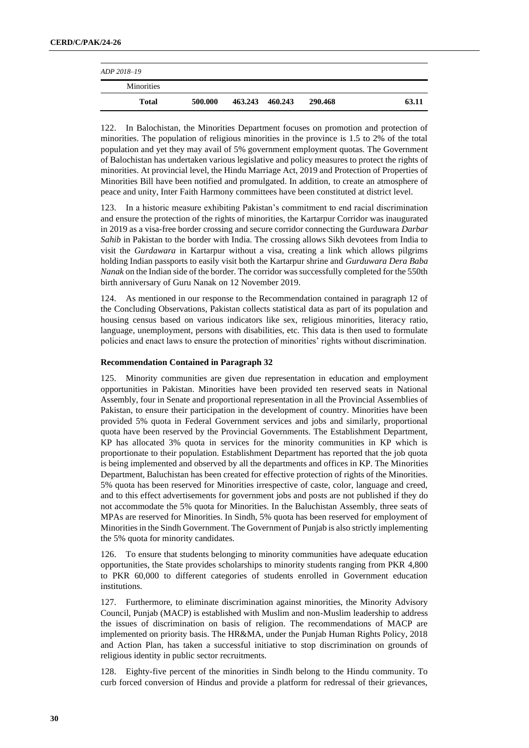| ADP 2018–19 | | | | | |
|---|---|---|---|---|---|
| Minorities | | | | | |
| **Total** | **500.000** | **463.243** | **460.243** | **290.468** | **63.11** |

122. In Balochistan, the Minorities Department focuses on promotion and protection of minorities. The population of religious minorities in the province is 1.5 to 2% of the total population and yet they may avail of 5% government employment quotas. The Government of Balochistan has undertaken various legislative and policy measures to protect the rights of minorities. At provincial level, the Hindu Marriage Act, 2019 and Protection of Properties of Minorities Bill have been notified and promulgated. In addition, to create an atmosphere of peace and unity, Inter Faith Harmony committees have been constituted at district level.

123. In a historic measure exhibiting Pakistan's commitment to end racial discrimination and ensure the protection of the rights of minorities, the Kartarpur Corridor was inaugurated in 2019 as a visa-free border crossing and secure corridor connecting the Gurduwara *Darbar Sahib* in Pakistan to the border with India. The crossing allows Sikh devotees from India to visit the *Gurdawara* in Kartarpur without a visa, creating a link which allows pilgrims holding Indian passports to easily visit both the Kartarpur shrine and *Gurduwara Dera Baba Nanak* on the Indian side of the border. The corridor was successfully completed for the 550th birth anniversary of Guru Nanak on 12 November 2019.

124. As mentioned in our response to the Recommendation contained in paragraph 12 of the Concluding Observations, Pakistan collects statistical data as part of its population and housing census based on various indicators like sex, religious minorities, literacy ratio, language, unemployment, persons with disabilities, etc. This data is then used to formulate policies and enact laws to ensure the protection of minorities' rights without discrimination.

### Recommendation Contained in Paragraph 32

125. Minority communities are given due representation in education and employment opportunities in Pakistan. Minorities have been provided ten reserved seats in National Assembly, four in Senate and proportional representation in all the Provincial Assemblies of Pakistan, to ensure their participation in the development of country. Minorities have been provided 5% quota in Federal Government services and jobs and similarly, proportional quota have been reserved by the Provincial Governments. The Establishment Department, KP has allocated 3% quota in services for the minority communities in KP which is proportionate to their population. Establishment Department has reported that the job quota is being implemented and observed by all the departments and offices in KP. The Minorities Department, Baluchistan has been created for effective protection of rights of the Minorities. 5% quota has been reserved for Minorities irrespective of caste, color, language and creed, and to this effect advertisements for government jobs and posts are not published if they do not accommodate the 5% quota for Minorities. In the Baluchistan Assembly, three seats of MPAs are reserved for Minorities. In Sindh, 5% quota has been reserved for employment of Minorities in the Sindh Government. The Government of Punjab is also strictly implementing the 5% quota for minority candidates.

126. To ensure that students belonging to minority communities have adequate education opportunities, the State provides scholarships to minority students ranging from PKR 4,800 to PKR 60,000 to different categories of students enrolled in Government education institutions.

127. Furthermore, to eliminate discrimination against minorities, the Minority Advisory Council, Punjab (MACP) is established with Muslim and non-Muslim leadership to address the issues of discrimination on basis of religion. The recommendations of MACP are implemented on priority basis. The HR&MA, under the Punjab Human Rights Policy, 2018 and Action Plan, has taken a successful initiative to stop discrimination on grounds of religious identity in public sector recruitments.

128. Eighty-five percent of the minorities in Sindh belong to the Hindu community. To curb forced conversion of Hindus and provide a platform for redressal of their grievances,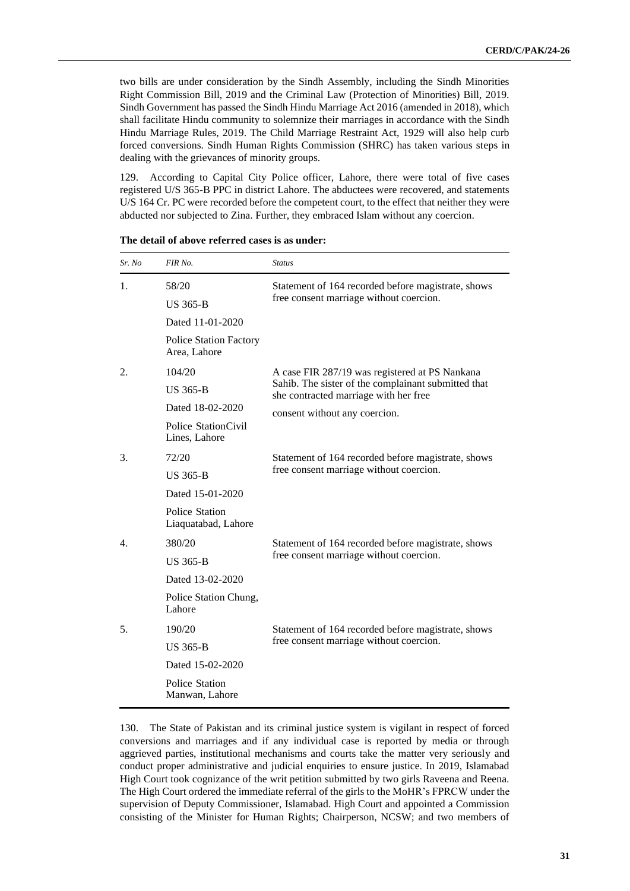two bills are under consideration by the Sindh Assembly, including the Sindh Minorities Right Commission Bill, 2019 and the Criminal Law (Protection of Minorities) Bill, 2019. Sindh Government has passed the Sindh Hindu Marriage Act 2016 (amended in 2018), which shall facilitate Hindu community to solemnize their marriages in accordance with the Sindh Hindu Marriage Rules, 2019. The Child Marriage Restraint Act, 1929 will also help curb forced conversions. Sindh Human Rights Commission (SHRC) has taken various steps in dealing with the grievances of minority groups.

129. According to Capital City Police officer, Lahore, there were total of five cases registered U/S 365-B PPC in district Lahore. The abductees were recovered, and statements U/S 164 Cr. PC were recorded before the competent court, to the effect that neither they were abducted nor subjected to Zina. Further, they embraced Islam without any coercion.

**The detail of above referred cases is as under:**

| *Sr. No* | *FIR No.* | *Status* |
|---|---|---|
| 1. | 58/20<br>US 365-B<br>Dated 11-01-2020<br>Police Station Factory Area, Lahore | Statement of 164 recorded before magistrate, shows free consent marriage without coercion. |
| 2. | 104/20<br>US 365-B<br>Dated 18-02-2020<br>Police StationCivil Lines, Lahore | A case FIR 287/19 was registered at PS Nankana Sahib. The sister of the complainant submitted that she contracted marriage with her free consent without any coercion. |
| 3. | 72/20<br>US 365-B<br>Dated 15-01-2020<br>Police Station Liaquatabad, Lahore | Statement of 164 recorded before magistrate, shows free consent marriage without coercion. |
| 4. | 380/20<br>US 365-B<br>Dated 13-02-2020<br>Police Station Chung, Lahore | Statement of 164 recorded before magistrate, shows free consent marriage without coercion. |
| 5. | 190/20<br>US 365-B<br>Dated 15-02-2020<br>Police Station Manwan, Lahore | Statement of 164 recorded before magistrate, shows free consent marriage without coercion. |

130. The State of Pakistan and its criminal justice system is vigilant in respect of forced conversions and marriages and if any individual case is reported by media or through aggrieved parties, institutional mechanisms and courts take the matter very seriously and conduct proper administrative and judicial enquiries to ensure justice. In 2019, Islamabad High Court took cognizance of the writ petition submitted by two girls Raveena and Reena. The High Court ordered the immediate referral of the girls to the MoHR's FPRCW under the supervision of Deputy Commissioner, Islamabad. High Court and appointed a Commission consisting of the Minister for Human Rights; Chairperson, NCSW; and two members of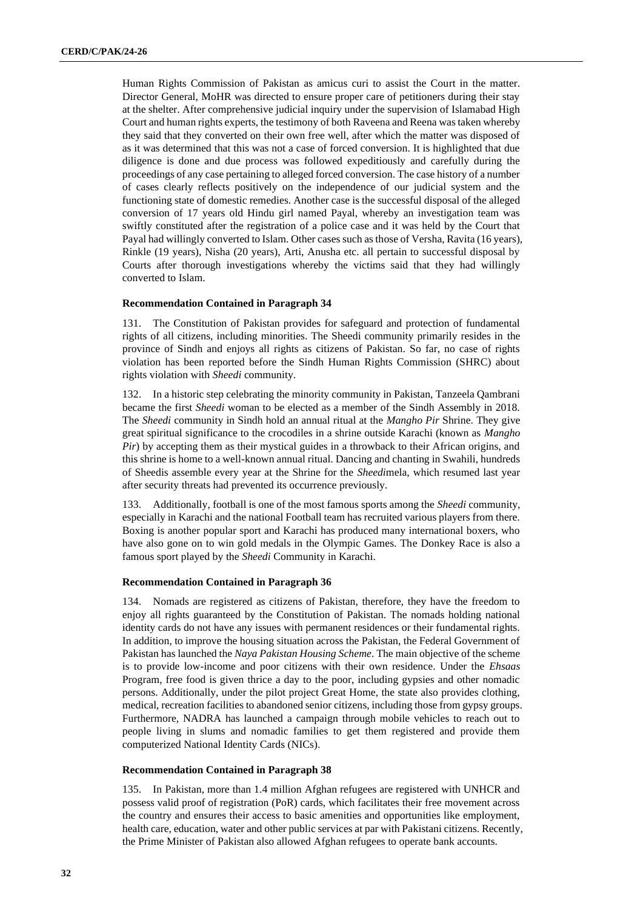Human Rights Commission of Pakistan as amicus curi to assist the Court in the matter. Director General, MoHR was directed to ensure proper care of petitioners during their stay at the shelter. After comprehensive judicial inquiry under the supervision of Islamabad High Court and human rights experts, the testimony of both Raveena and Reena was taken whereby they said that they converted on their own free well, after which the matter was disposed of as it was determined that this was not a case of forced conversion. It is highlighted that due diligence is done and due process was followed expeditiously and carefully during the proceedings of any case pertaining to alleged forced conversion. The case history of a number of cases clearly reflects positively on the independence of our judicial system and the functioning state of domestic remedies. Another case is the successful disposal of the alleged conversion of 17 years old Hindu girl named Payal, whereby an investigation team was swiftly constituted after the registration of a police case and it was held by the Court that Payal had willingly converted to Islam. Other cases such as those of Versha, Ravita (16 years), Rinkle (19 years), Nisha (20 years), Arti, Anusha etc. all pertain to successful disposal by Courts after thorough investigations whereby the victims said that they had willingly converted to Islam.

#### Recommendation Contained in Paragraph 34

131. The Constitution of Pakistan provides for safeguard and protection of fundamental rights of all citizens, including minorities. The Sheedi community primarily resides in the province of Sindh and enjoys all rights as citizens of Pakistan. So far, no case of rights violation has been reported before the Sindh Human Rights Commission (SHRC) about rights violation with *Sheedi* community.

132. In a historic step celebrating the minority community in Pakistan, Tanzeela Qambrani became the first *Sheedi* woman to be elected as a member of the Sindh Assembly in 2018. The *Sheedi* community in Sindh hold an annual ritual at the *Mangho Pir* Shrine. They give great spiritual significance to the crocodiles in a shrine outside Karachi (known as *Mangho Pir*) by accepting them as their mystical guides in a throwback to their African origins, and this shrine is home to a well-known annual ritual. Dancing and chanting in Swahili, hundreds of Sheedis assemble every year at the Shrine for the *Sheedi*mela, which resumed last year after security threats had prevented its occurrence previously.

133. Additionally, football is one of the most famous sports among the *Sheedi* community, especially in Karachi and the national Football team has recruited various players from there. Boxing is another popular sport and Karachi has produced many international boxers, who have also gone on to win gold medals in the Olympic Games. The Donkey Race is also a famous sport played by the *Sheedi* Community in Karachi.

#### Recommendation Contained in Paragraph 36

134. Nomads are registered as citizens of Pakistan, therefore, they have the freedom to enjoy all rights guaranteed by the Constitution of Pakistan. The nomads holding national identity cards do not have any issues with permanent residences or their fundamental rights. In addition, to improve the housing situation across the Pakistan, the Federal Government of Pakistan has launched the *Naya Pakistan Housing Scheme*. The main objective of the scheme is to provide low-income and poor citizens with their own residence. Under the *Ehsaas* Program, free food is given thrice a day to the poor, including gypsies and other nomadic persons. Additionally, under the pilot project Great Home, the state also provides clothing, medical, recreation facilities to abandoned senior citizens, including those from gypsy groups. Furthermore, NADRA has launched a campaign through mobile vehicles to reach out to people living in slums and nomadic families to get them registered and provide them computerized National Identity Cards (NICs).

#### Recommendation Contained in Paragraph 38

135. In Pakistan, more than 1.4 million Afghan refugees are registered with UNHCR and possess valid proof of registration (PoR) cards, which facilitates their free movement across the country and ensures their access to basic amenities and opportunities like employment, health care, education, water and other public services at par with Pakistani citizens. Recently, the Prime Minister of Pakistan also allowed Afghan refugees to operate bank accounts.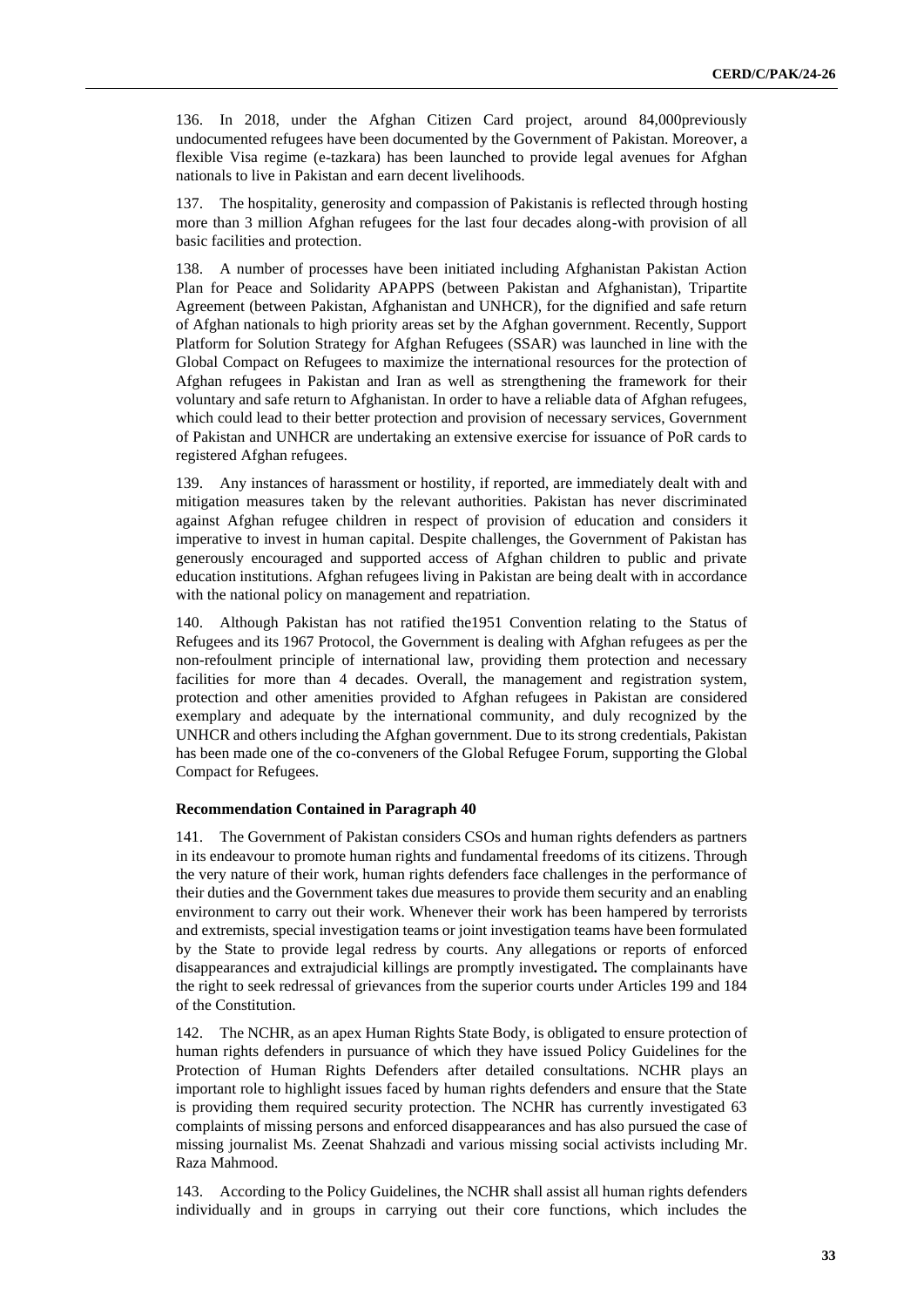136. In 2018, under the Afghan Citizen Card project, around 84,000previously undocumented refugees have been documented by the Government of Pakistan. Moreover, a flexible Visa regime (e-tazkara) has been launched to provide legal avenues for Afghan nationals to live in Pakistan and earn decent livelihoods.

137. The hospitality, generosity and compassion of Pakistanis is reflected through hosting more than 3 million Afghan refugees for the last four decades along-with provision of all basic facilities and protection.

138. A number of processes have been initiated including Afghanistan Pakistan Action Plan for Peace and Solidarity APAPPS (between Pakistan and Afghanistan), Tripartite Agreement (between Pakistan, Afghanistan and UNHCR), for the dignified and safe return of Afghan nationals to high priority areas set by the Afghan government. Recently, Support Platform for Solution Strategy for Afghan Refugees (SSAR) was launched in line with the Global Compact on Refugees to maximize the international resources for the protection of Afghan refugees in Pakistan and Iran as well as strengthening the framework for their voluntary and safe return to Afghanistan. In order to have a reliable data of Afghan refugees, which could lead to their better protection and provision of necessary services, Government of Pakistan and UNHCR are undertaking an extensive exercise for issuance of PoR cards to registered Afghan refugees.

139. Any instances of harassment or hostility, if reported, are immediately dealt with and mitigation measures taken by the relevant authorities. Pakistan has never discriminated against Afghan refugee children in respect of provision of education and considers it imperative to invest in human capital. Despite challenges, the Government of Pakistan has generously encouraged and supported access of Afghan children to public and private education institutions. Afghan refugees living in Pakistan are being dealt with in accordance with the national policy on management and repatriation.

140. Although Pakistan has not ratified the1951 Convention relating to the Status of Refugees and its 1967 Protocol, the Government is dealing with Afghan refugees as per the non-refoulment principle of international law, providing them protection and necessary facilities for more than 4 decades. Overall, the management and registration system, protection and other amenities provided to Afghan refugees in Pakistan are considered exemplary and adequate by the international community, and duly recognized by the UNHCR and others including the Afghan government. Due to its strong credentials, Pakistan has been made one of the co-conveners of the Global Refugee Forum, supporting the Global Compact for Refugees.

**Recommendation Contained in Paragraph 40**

141. The Government of Pakistan considers CSOs and human rights defenders as partners in its endeavour to promote human rights and fundamental freedoms of its citizens. Through the very nature of their work, human rights defenders face challenges in the performance of their duties and the Government takes due measures to provide them security and an enabling environment to carry out their work. Whenever their work has been hampered by terrorists and extremists, special investigation teams or joint investigation teams have been formulated by the State to provide legal redress by courts. Any allegations or reports of enforced disappearances and extrajudicial killings are promptly investigated**.** The complainants have the right to seek redressal of grievances from the superior courts under Articles 199 and 184 of the Constitution.

142. The NCHR, as an apex Human Rights State Body, is obligated to ensure protection of human rights defenders in pursuance of which they have issued Policy Guidelines for the Protection of Human Rights Defenders after detailed consultations. NCHR plays an important role to highlight issues faced by human rights defenders and ensure that the State is providing them required security protection. The NCHR has currently investigated 63 complaints of missing persons and enforced disappearances and has also pursued the case of missing journalist Ms. Zeenat Shahzadi and various missing social activists including Mr. Raza Mahmood.

143. According to the Policy Guidelines, the NCHR shall assist all human rights defenders individually and in groups in carrying out their core functions, which includes the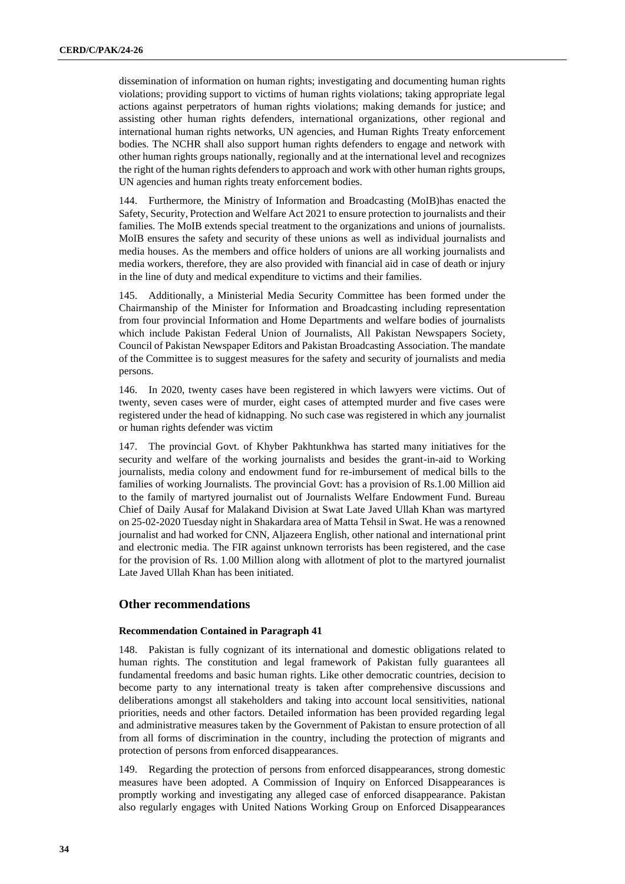dissemination of information on human rights; investigating and documenting human rights violations; providing support to victims of human rights violations; taking appropriate legal actions against perpetrators of human rights violations; making demands for justice; and assisting other human rights defenders, international organizations, other regional and international human rights networks, UN agencies, and Human Rights Treaty enforcement bodies. The NCHR shall also support human rights defenders to engage and network with other human rights groups nationally, regionally and at the international level and recognizes the right of the human rights defenders to approach and work with other human rights groups, UN agencies and human rights treaty enforcement bodies.

144. Furthermore, the Ministry of Information and Broadcasting (MoIB)has enacted the Safety, Security, Protection and Welfare Act 2021 to ensure protection to journalists and their families. The MoIB extends special treatment to the organizations and unions of journalists. MoIB ensures the safety and security of these unions as well as individual journalists and media houses. As the members and office holders of unions are all working journalists and media workers, therefore, they are also provided with financial aid in case of death or injury in the line of duty and medical expenditure to victims and their families.

145. Additionally, a Ministerial Media Security Committee has been formed under the Chairmanship of the Minister for Information and Broadcasting including representation from four provincial Information and Home Departments and welfare bodies of journalists which include Pakistan Federal Union of Journalists, All Pakistan Newspapers Society, Council of Pakistan Newspaper Editors and Pakistan Broadcasting Association. The mandate of the Committee is to suggest measures for the safety and security of journalists and media persons.

146. In 2020, twenty cases have been registered in which lawyers were victims. Out of twenty, seven cases were of murder, eight cases of attempted murder and five cases were registered under the head of kidnapping. No such case was registered in which any journalist or human rights defender was victim

147. The provincial Govt. of Khyber Pakhtunkhwa has started many initiatives for the security and welfare of the working journalists and besides the grant-in-aid to Working journalists, media colony and endowment fund for re-imbursement of medical bills to the families of working Journalists. The provincial Govt: has a provision of Rs.1.00 Million aid to the family of martyred journalist out of Journalists Welfare Endowment Fund. Bureau Chief of Daily Ausaf for Malakand Division at Swat Late Javed Ullah Khan was martyred on 25-02-2020 Tuesday night in Shakardara area of Matta Tehsil in Swat. He was a renowned journalist and had worked for CNN, Aljazeera English, other national and international print and electronic media. The FIR against unknown terrorists has been registered, and the case for the provision of Rs. 1.00 Million along with allotment of plot to the martyred journalist Late Javed Ullah Khan has been initiated.

## Other recommendations

### Recommendation Contained in Paragraph 41

148. Pakistan is fully cognizant of its international and domestic obligations related to human rights. The constitution and legal framework of Pakistan fully guarantees all fundamental freedoms and basic human rights. Like other democratic countries, decision to become party to any international treaty is taken after comprehensive discussions and deliberations amongst all stakeholders and taking into account local sensitivities, national priorities, needs and other factors. Detailed information has been provided regarding legal and administrative measures taken by the Government of Pakistan to ensure protection of all from all forms of discrimination in the country, including the protection of migrants and protection of persons from enforced disappearances.

149. Regarding the protection of persons from enforced disappearances, strong domestic measures have been adopted. A Commission of Inquiry on Enforced Disappearances is promptly working and investigating any alleged case of enforced disappearance. Pakistan also regularly engages with United Nations Working Group on Enforced Disappearances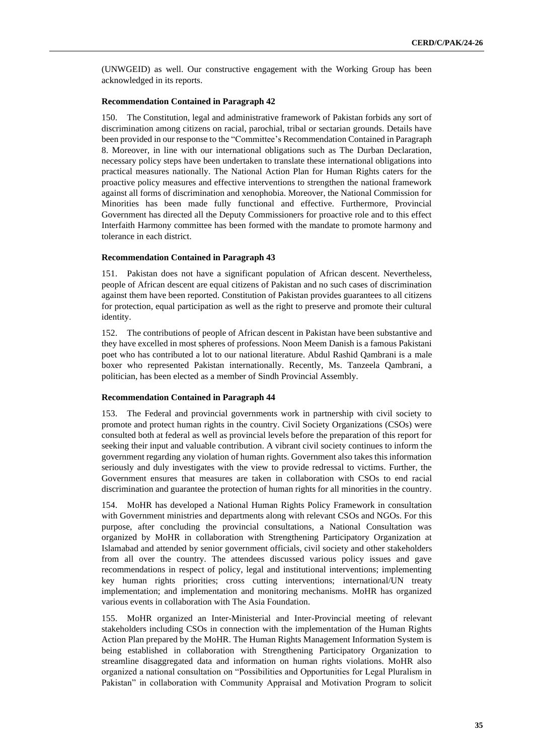(UNWGEID) as well. Our constructive engagement with the Working Group has been acknowledged in its reports.

### Recommendation Contained in Paragraph 42

150. The Constitution, legal and administrative framework of Pakistan forbids any sort of discrimination among citizens on racial, parochial, tribal or sectarian grounds. Details have been provided in our response to the "Committee's Recommendation Contained in Paragraph 8. Moreover, in line with our international obligations such as The Durban Declaration, necessary policy steps have been undertaken to translate these international obligations into practical measures nationally. The National Action Plan for Human Rights caters for the proactive policy measures and effective interventions to strengthen the national framework against all forms of discrimination and xenophobia. Moreover, the National Commission for Minorities has been made fully functional and effective. Furthermore, Provincial Government has directed all the Deputy Commissioners for proactive role and to this effect Interfaith Harmony committee has been formed with the mandate to promote harmony and tolerance in each district.

### Recommendation Contained in Paragraph 43

151. Pakistan does not have a significant population of African descent. Nevertheless, people of African descent are equal citizens of Pakistan and no such cases of discrimination against them have been reported. Constitution of Pakistan provides guarantees to all citizens for protection, equal participation as well as the right to preserve and promote their cultural identity.

152. The contributions of people of African descent in Pakistan have been substantive and they have excelled in most spheres of professions. Noon Meem Danish is a famous Pakistani poet who has contributed a lot to our national literature. Abdul Rashid Qambrani is a male boxer who represented Pakistan internationally. Recently, Ms. Tanzeela Qambrani, a politician, has been elected as a member of Sindh Provincial Assembly.

### Recommendation Contained in Paragraph 44

153. The Federal and provincial governments work in partnership with civil society to promote and protect human rights in the country. Civil Society Organizations (CSOs) were consulted both at federal as well as provincial levels before the preparation of this report for seeking their input and valuable contribution. A vibrant civil society continues to inform the government regarding any violation of human rights. Government also takes this information seriously and duly investigates with the view to provide redressal to victims. Further, the Government ensures that measures are taken in collaboration with CSOs to end racial discrimination and guarantee the protection of human rights for all minorities in the country.

154. MoHR has developed a National Human Rights Policy Framework in consultation with Government ministries and departments along with relevant CSOs and NGOs. For this purpose, after concluding the provincial consultations, a National Consultation was organized by MoHR in collaboration with Strengthening Participatory Organization at Islamabad and attended by senior government officials, civil society and other stakeholders from all over the country. The attendees discussed various policy issues and gave recommendations in respect of policy, legal and institutional interventions; implementing key human rights priorities; cross cutting interventions; international/UN treaty implementation; and implementation and monitoring mechanisms. MoHR has organized various events in collaboration with The Asia Foundation.

155. MoHR organized an Inter-Ministerial and Inter-Provincial meeting of relevant stakeholders including CSOs in connection with the implementation of the Human Rights Action Plan prepared by the MoHR. The Human Rights Management Information System is being established in collaboration with Strengthening Participatory Organization to streamline disaggregated data and information on human rights violations. MoHR also organized a national consultation on "Possibilities and Opportunities for Legal Pluralism in Pakistan" in collaboration with Community Appraisal and Motivation Program to solicit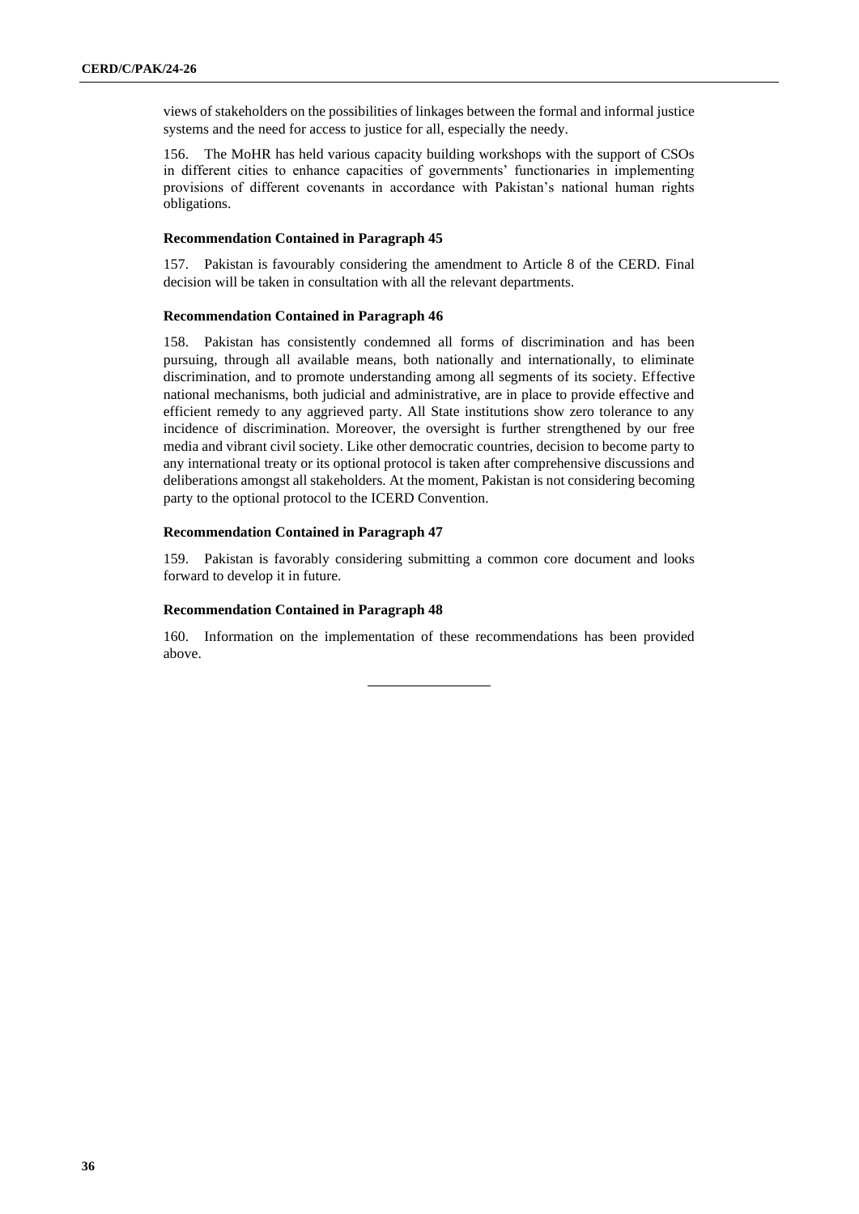views of stakeholders on the possibilities of linkages between the formal and informal justice systems and the need for access to justice for all, especially the needy.

156. The MoHR has held various capacity building workshops with the support of CSOs in different cities to enhance capacities of governments' functionaries in implementing provisions of different covenants in accordance with Pakistan's national human rights obligations.

**Recommendation Contained in Paragraph 45**

157. Pakistan is favourably considering the amendment to Article 8 of the CERD. Final decision will be taken in consultation with all the relevant departments.

**Recommendation Contained in Paragraph 46**

158. Pakistan has consistently condemned all forms of discrimination and has been pursuing, through all available means, both nationally and internationally, to eliminate discrimination, and to promote understanding among all segments of its society. Effective national mechanisms, both judicial and administrative, are in place to provide effective and efficient remedy to any aggrieved party. All State institutions show zero tolerance to any incidence of discrimination. Moreover, the oversight is further strengthened by our free media and vibrant civil society. Like other democratic countries, decision to become party to any international treaty or its optional protocol is taken after comprehensive discussions and deliberations amongst all stakeholders. At the moment, Pakistan is not considering becoming party to the optional protocol to the ICERD Convention.

**Recommendation Contained in Paragraph 47**

159. Pakistan is favorably considering submitting a common core document and looks forward to develop it in future.

**Recommendation Contained in Paragraph 48**

160. Information on the implementation of these recommendations has been provided above.